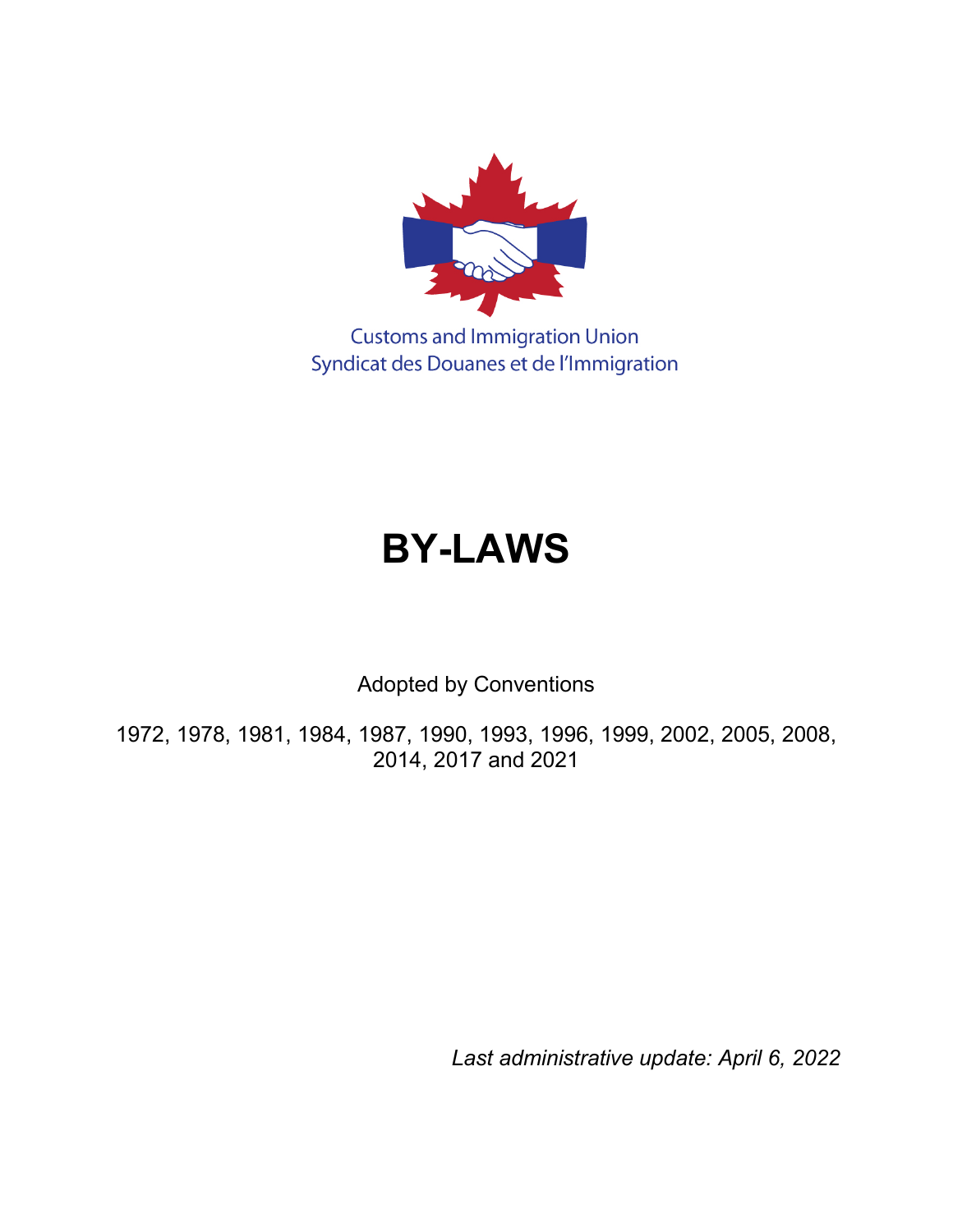Customs and Immigration Union
Syndicat des Douanes et de l'Immigration

# BY-LAWS

Adopted by Conventions

1972, 1978, 1981, 1984, 1987, 1990, 1993, 1996, 1999, 2002, 2005, 2008, 2014, 2017 and 2021

*Last administrative update: April 6, 2022*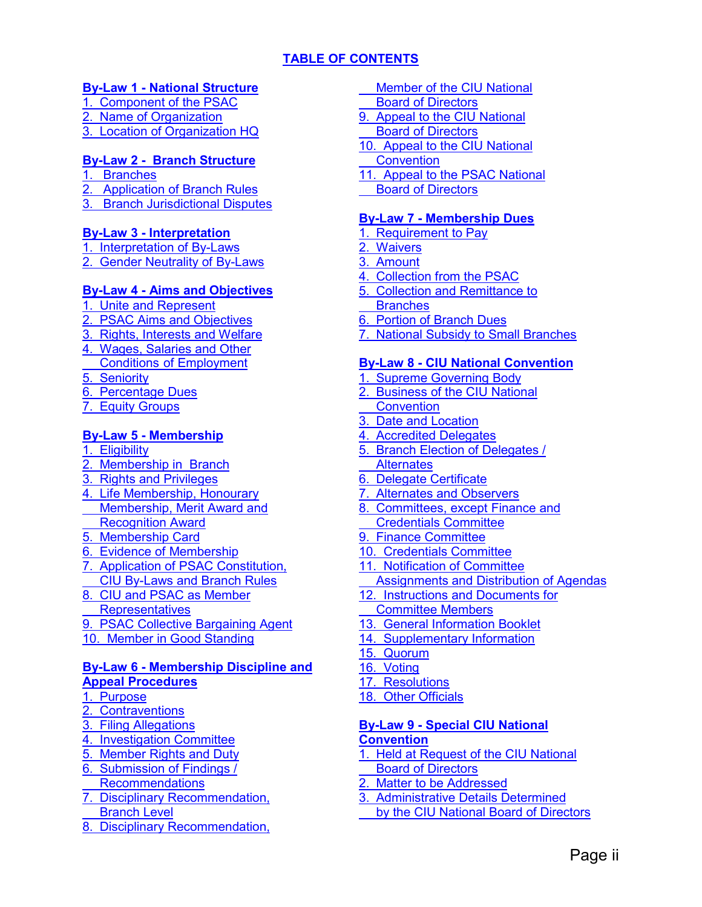## TABLE OF CONTENTS

**By-Law 1 - National Structure**
1. Component of the PSAC
2. Name of Organization
3. Location of Organization HQ

**By-Law 2 - Branch Structure**
1. Branches
2. Application of Branch Rules
3. Branch Jurisdictional Disputes

**By-Law 3 - Interpretation**
1. Interpretation of By-Laws
2. Gender Neutrality of By-Laws

**By-Law 4 - Aims and Objectives**
1. Unite and Represent
2. PSAC Aims and Objectives
3. Rights, Interests and Welfare
4. Wages, Salaries and Other Conditions of Employment
5. Seniority
6. Percentage Dues
7. Equity Groups

**By-Law 5 - Membership**
1. Eligibility
2. Membership in Branch
3. Rights and Privileges
4. Life Membership, Honourary Membership, Merit Award and Recognition Award
5. Membership Card
6. Evidence of Membership
7. Application of PSAC Constitution, CIU By-Laws and Branch Rules
8. CIU and PSAC as Member Representatives
9. PSAC Collective Bargaining Agent
10. Member in Good Standing

**By-Law 6 - Membership Discipline and Appeal Procedures**
1. Purpose
2. Contraventions
3. Filing Allegations
4. Investigation Committee
5. Member Rights and Duty
6. Submission of Findings / Recommendations
7. Disciplinary Recommendation, Branch Level
8. Disciplinary Recommendation, Member of the CIU National Board of Directors
9. Appeal to the CIU National Board of Directors
10. Appeal to the CIU National Convention
11. Appeal to the PSAC National Board of Directors

**By-Law 7 - Membership Dues**
1. Requirement to Pay
2. Waivers
3. Amount
4. Collection from the PSAC
5. Collection and Remittance to Branches
6. Portion of Branch Dues
7. National Subsidy to Small Branches

**By-Law 8 - CIU National Convention**
1. Supreme Governing Body
2. Business of the CIU National Convention
3. Date and Location
4. Accredited Delegates
5. Branch Election of Delegates / Alternates
6. Delegate Certificate
7. Alternates and Observers
8. Committees, except Finance and Credentials Committee
9. Finance Committee
10. Credentials Committee
11. Notification of Committee Assignments and Distribution of Agendas
12. Instructions and Documents for Committee Members
13. General Information Booklet
14. Supplementary Information
15. Quorum
16. Voting
17. Resolutions
18. Other Officials

**By-Law 9 - Special CIU National Convention**
1. Held at Request of the CIU National Board of Directors
2. Matter to be Addressed
3. Administrative Details Determined by the CIU National Board of Directors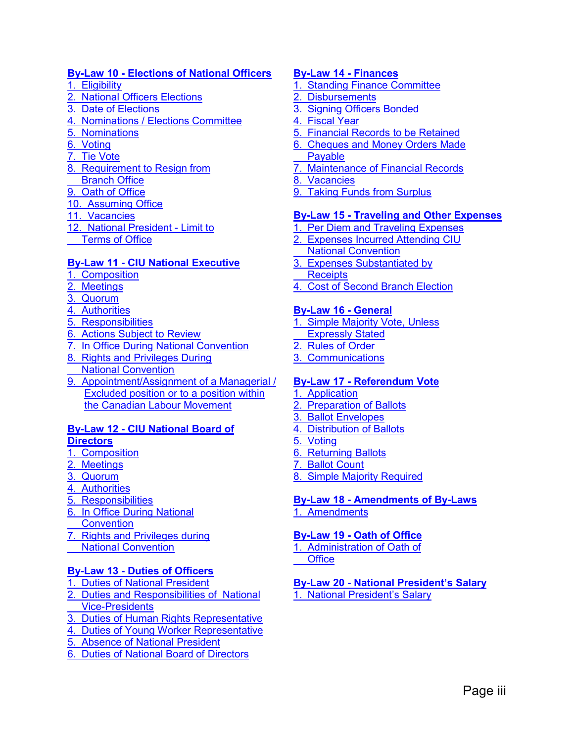**By-Law 10 - Elections of National Officers**

1. Eligibility
2. National Officers Elections
3. Date of Elections
4. Nominations / Elections Committee
5. Nominations
6. Voting
7. Tie Vote
8. Requirement to Resign from Branch Office
9. Oath of Office
10. Assuming Office
11. Vacancies
12. National President - Limit to Terms of Office

**By-Law 11 - CIU National Executive**

1. Composition
2. Meetings
3. Quorum
4. Authorities
5. Responsibilities
6. Actions Subject to Review
7. In Office During National Convention
8. Rights and Privileges During National Convention
9. Appointment/Assignment of a Managerial / Excluded position or to a position within the Canadian Labour Movement

**By-Law 12 - CIU National Board of Directors**

1. Composition
2. Meetings
3. Quorum
4. Authorities
5. Responsibilities
6. In Office During National Convention
7. Rights and Privileges during National Convention

**By-Law 13 - Duties of Officers**

1. Duties of National President
2. Duties and Responsibilities of National Vice-Presidents
3. Duties of Human Rights Representative
4. Duties of Young Worker Representative
5. Absence of National President
6. Duties of National Board of Directors

**By-Law 14 - Finances**

1. Standing Finance Committee
2. Disbursements
3. Signing Officers Bonded
4. Fiscal Year
5. Financial Records to be Retained
6. Cheques and Money Orders Made Payable
7. Maintenance of Financial Records
8. Vacancies
9. Taking Funds from Surplus

**By-Law 15 - Traveling and Other Expenses**

1. Per Diem and Traveling Expenses
2. Expenses Incurred Attending CIU National Convention
3. Expenses Substantiated by Receipts
4. Cost of Second Branch Election

**By-Law 16 - General**

1. Simple Majority Vote, Unless Expressly Stated
2. Rules of Order
3. Communications

**By-Law 17 - Referendum Vote**

1. Application
2. Preparation of Ballots
3. Ballot Envelopes
4. Distribution of Ballots
5. Voting
6. Returning Ballots
7. Ballot Count
8. Simple Majority Required

**By-Law 18 - Amendments of By-Laws**

1. Amendments

**By-Law 19 - Oath of Office**

1. Administration of Oath of Office

**By-Law 20 - National President's Salary**

1. National President's Salary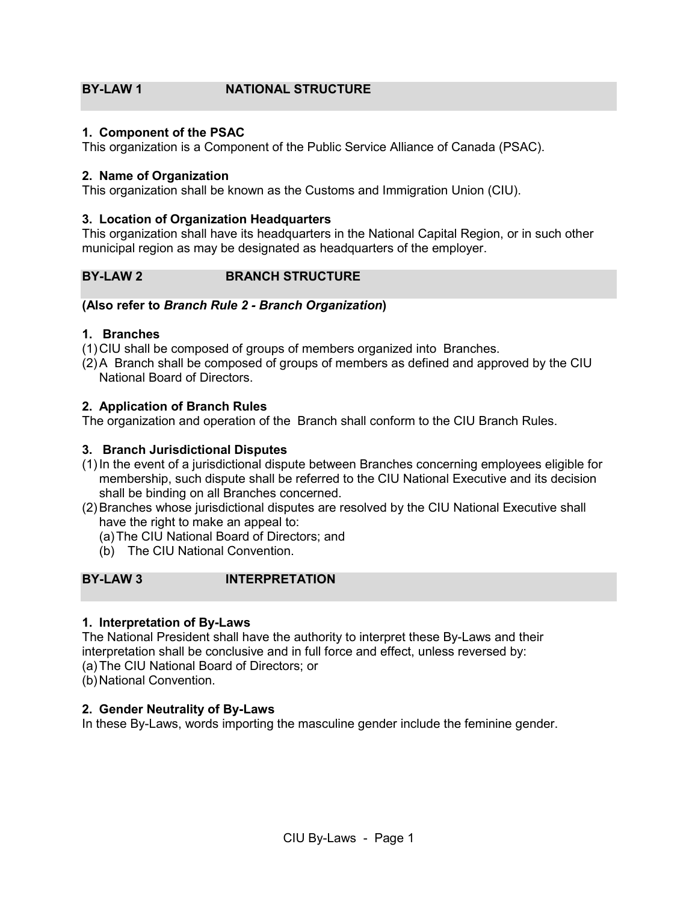## BY-LAW 1 NATIONAL STRUCTURE

**1. Component of the PSAC**
This organization is a Component of the Public Service Alliance of Canada (PSAC).

**2. Name of Organization**
This organization shall be known as the Customs and Immigration Union (CIU).

**3. Location of Organization Headquarters**
This organization shall have its headquarters in the National Capital Region, or in such other municipal region as may be designated as headquarters of the employer.

## BY-LAW 2 BRANCH STRUCTURE

**(Also refer to *Branch Rule 2 - Branch Organization*)**

**1. Branches**
(1) CIU shall be composed of groups of members organized into Branches.
(2) A Branch shall be composed of groups of members as defined and approved by the CIU National Board of Directors.

**2. Application of Branch Rules**
The organization and operation of the Branch shall conform to the CIU Branch Rules.

**3. Branch Jurisdictional Disputes**
(1) In the event of a jurisdictional dispute between Branches concerning employees eligible for membership, such dispute shall be referred to the CIU National Executive and its decision shall be binding on all Branches concerned.
(2) Branches whose jurisdictional disputes are resolved by the CIU National Executive shall have the right to make an appeal to:
 (a) The CIU National Board of Directors; and
 (b) The CIU National Convention.

## BY-LAW 3 INTERPRETATION

**1. Interpretation of By-Laws**
The National President shall have the authority to interpret these By-Laws and their interpretation shall be conclusive and in full force and effect, unless reversed by:
(a) The CIU National Board of Directors; or
(b) National Convention.

**2. Gender Neutrality of By-Laws**
In these By-Laws, words importing the masculine gender include the feminine gender.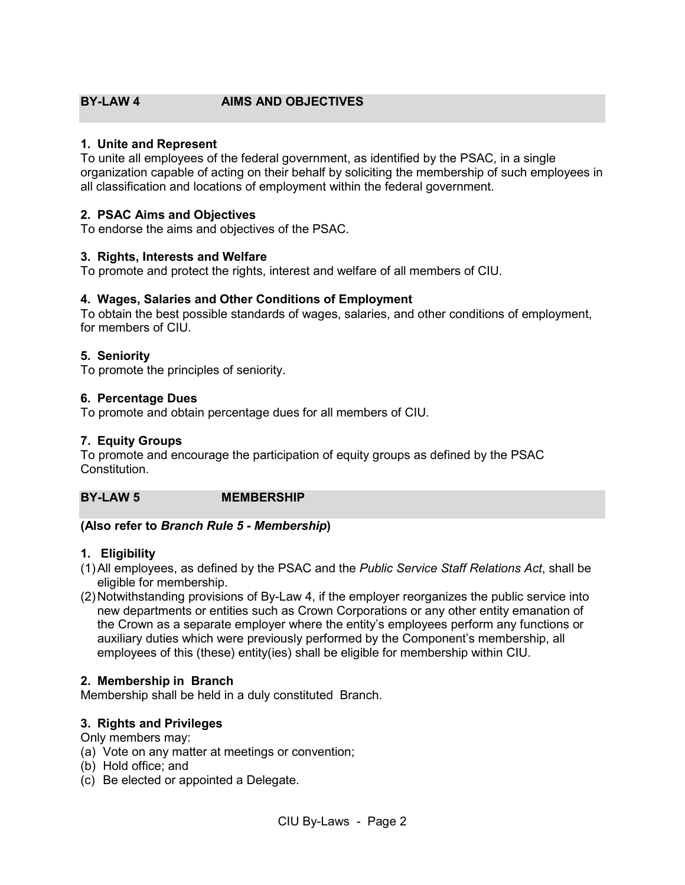## BY-LAW 4 AIMS AND OBJECTIVES

**1. Unite and Represent**
To unite all employees of the federal government, as identified by the PSAC, in a single organization capable of acting on their behalf by soliciting the membership of such employees in all classification and locations of employment within the federal government.

**2. PSAC Aims and Objectives**
To endorse the aims and objectives of the PSAC.

**3. Rights, Interests and Welfare**
To promote and protect the rights, interest and welfare of all members of CIU.

**4. Wages, Salaries and Other Conditions of Employment**
To obtain the best possible standards of wages, salaries, and other conditions of employment, for members of CIU.

**5. Seniority**
To promote the principles of seniority.

**6. Percentage Dues**
To promote and obtain percentage dues for all members of CIU.

**7. Equity Groups**
To promote and encourage the participation of equity groups as defined by the PSAC Constitution.

## BY-LAW 5 MEMBERSHIP

**(Also refer to *Branch Rule 5 - Membership*)**

**1. Eligibility**

(1) All employees, as defined by the PSAC and the *Public Service Staff Relations Act*, shall be eligible for membership.

(2) Notwithstanding provisions of By-Law 4, if the employer reorganizes the public service into new departments or entities such as Crown Corporations or any other entity emanation of the Crown as a separate employer where the entity's employees perform any functions or auxiliary duties which were previously performed by the Component's membership, all employees of this (these) entity(ies) shall be eligible for membership within CIU.

**2. Membership in Branch**
Membership shall be held in a duly constituted Branch.

**3. Rights and Privileges**
Only members may:

(a) Vote on any matter at meetings or convention;
(b) Hold office; and
(c) Be elected or appointed a Delegate.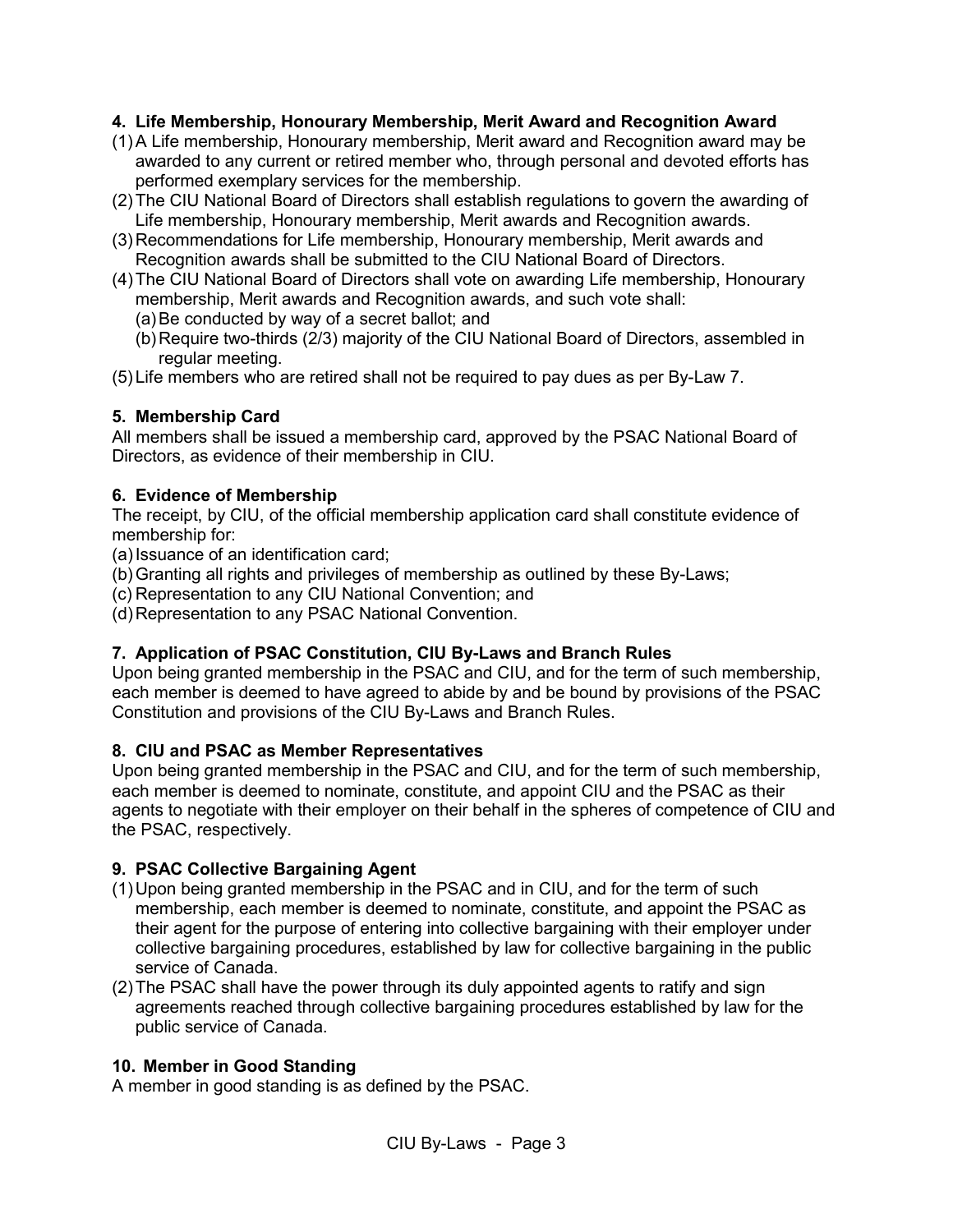### 4. Life Membership, Honourary Membership, Merit Award and Recognition Award

(1) A Life membership, Honourary membership, Merit award and Recognition award may be awarded to any current or retired member who, through personal and devoted efforts has performed exemplary services for the membership.

(2) The CIU National Board of Directors shall establish regulations to govern the awarding of Life membership, Honourary membership, Merit awards and Recognition awards.

(3) Recommendations for Life membership, Honourary membership, Merit awards and Recognition awards shall be submitted to the CIU National Board of Directors.

(4) The CIU National Board of Directors shall vote on awarding Life membership, Honourary membership, Merit awards and Recognition awards, and such vote shall:

  (a) Be conducted by way of a secret ballot; and

  (b) Require two-thirds (2/3) majority of the CIU National Board of Directors, assembled in regular meeting.

(5) Life members who are retired shall not be required to pay dues as per By-Law 7.

### 5. Membership Card

All members shall be issued a membership card, approved by the PSAC National Board of Directors, as evidence of their membership in CIU.

### 6. Evidence of Membership

The receipt, by CIU, of the official membership application card shall constitute evidence of membership for:

(a) Issuance of an identification card;

(b) Granting all rights and privileges of membership as outlined by these By-Laws;

(c) Representation to any CIU National Convention; and

(d) Representation to any PSAC National Convention.

### 7. Application of PSAC Constitution, CIU By-Laws and Branch Rules

Upon being granted membership in the PSAC and CIU, and for the term of such membership, each member is deemed to have agreed to abide by and be bound by provisions of the PSAC Constitution and provisions of the CIU By-Laws and Branch Rules.

### 8. CIU and PSAC as Member Representatives

Upon being granted membership in the PSAC and CIU, and for the term of such membership, each member is deemed to nominate, constitute, and appoint CIU and the PSAC as their agents to negotiate with their employer on their behalf in the spheres of competence of CIU and the PSAC, respectively.

### 9. PSAC Collective Bargaining Agent

(1) Upon being granted membership in the PSAC and in CIU, and for the term of such membership, each member is deemed to nominate, constitute, and appoint the PSAC as their agent for the purpose of entering into collective bargaining with their employer under collective bargaining procedures, established by law for collective bargaining in the public service of Canada.

(2) The PSAC shall have the power through its duly appointed agents to ratify and sign agreements reached through collective bargaining procedures established by law for the public service of Canada.

### 10. Member in Good Standing

A member in good standing is as defined by the PSAC.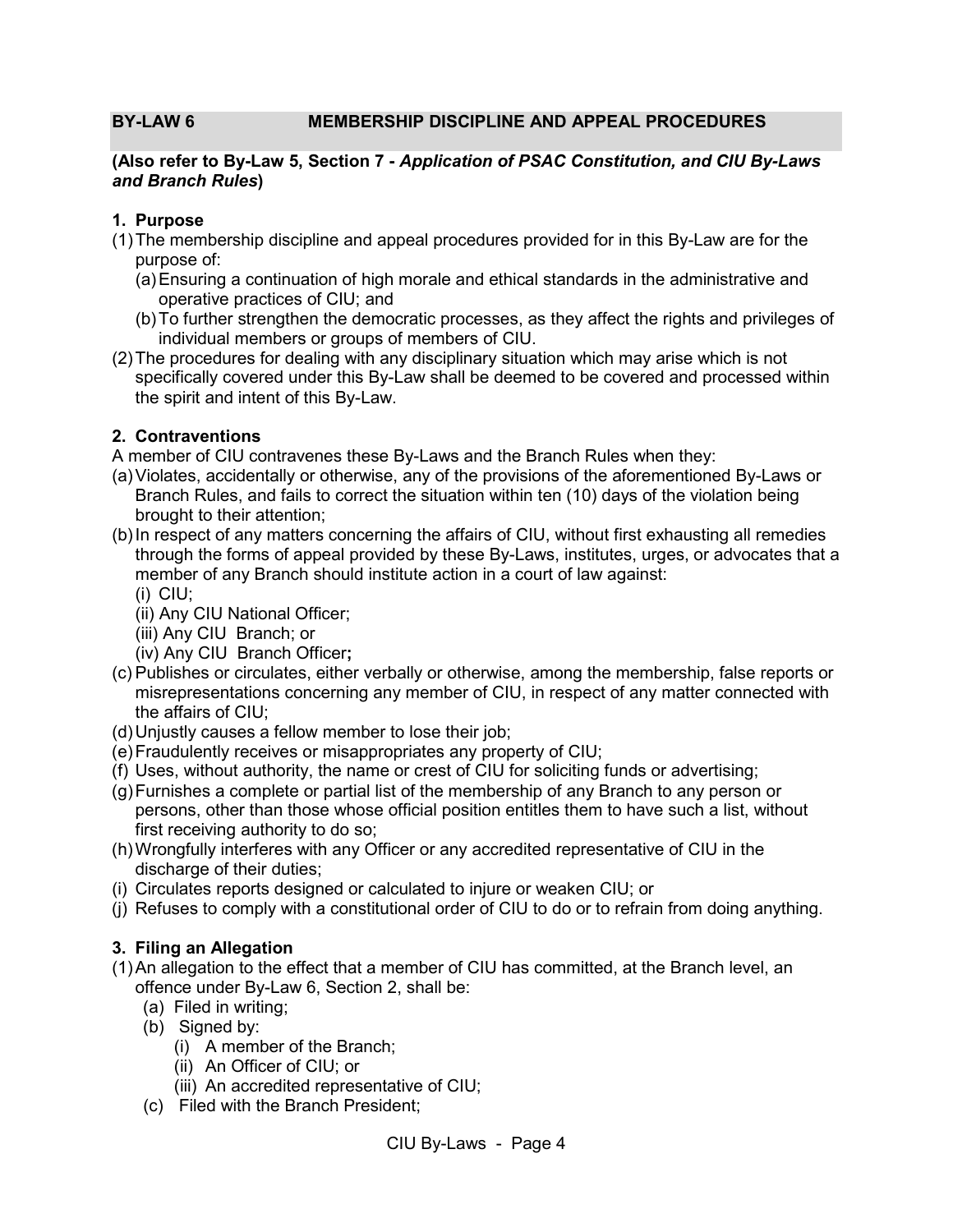## BY-LAW 6 MEMBERSHIP DISCIPLINE AND APPEAL PROCEDURES

**(Also refer to By-Law 5, Section 7 -** ***Application of PSAC Constitution, and CIU By-Laws and Branch Rules*****)**

### 1. Purpose

(1) The membership discipline and appeal procedures provided for in this By-Law are for the purpose of:
   (a) Ensuring a continuation of high morale and ethical standards in the administrative and operative practices of CIU; and
   (b) To further strengthen the democratic processes, as they affect the rights and privileges of individual members or groups of members of CIU.

(2) The procedures for dealing with any disciplinary situation which may arise which is not specifically covered under this By-Law shall be deemed to be covered and processed within the spirit and intent of this By-Law.

### 2. Contraventions

A member of CIU contravenes these By-Laws and the Branch Rules when they:

(a) Violates, accidentally or otherwise, any of the provisions of the aforementioned By-Laws or Branch Rules, and fails to correct the situation within ten (10) days of the violation being brought to their attention;

(b) In respect of any matters concerning the affairs of CIU, without first exhausting all remedies through the forms of appeal provided by these By-Laws, institutes, urges, or advocates that a member of any Branch should institute action in a court of law against:
   (i) CIU;
   (ii) Any CIU National Officer;
   (iii) Any CIU Branch; or
   (iv) Any CIU Branch Officer**;**

(c) Publishes or circulates, either verbally or otherwise, among the membership, false reports or misrepresentations concerning any member of CIU, in respect of any matter connected with the affairs of CIU;

(d) Unjustly causes a fellow member to lose their job;

(e) Fraudulently receives or misappropriates any property of CIU;

(f) Uses, without authority, the name or crest of CIU for soliciting funds or advertising;

(g) Furnishes a complete or partial list of the membership of any Branch to any person or persons, other than those whose official position entitles them to have such a list, without first receiving authority to do so;

(h) Wrongfully interferes with any Officer or any accredited representative of CIU in the discharge of their duties;

(i) Circulates reports designed or calculated to injure or weaken CIU; or

(j) Refuses to comply with a constitutional order of CIU to do or to refrain from doing anything.

### 3. Filing an Allegation

(1) An allegation to the effect that a member of CIU has committed, at the Branch level, an offence under By-Law 6, Section 2, shall be:
   (a) Filed in writing;
   (b) Signed by:
      (i) A member of the Branch;
      (ii) An Officer of CIU; or
      (iii) An accredited representative of CIU;
   (c) Filed with the Branch President;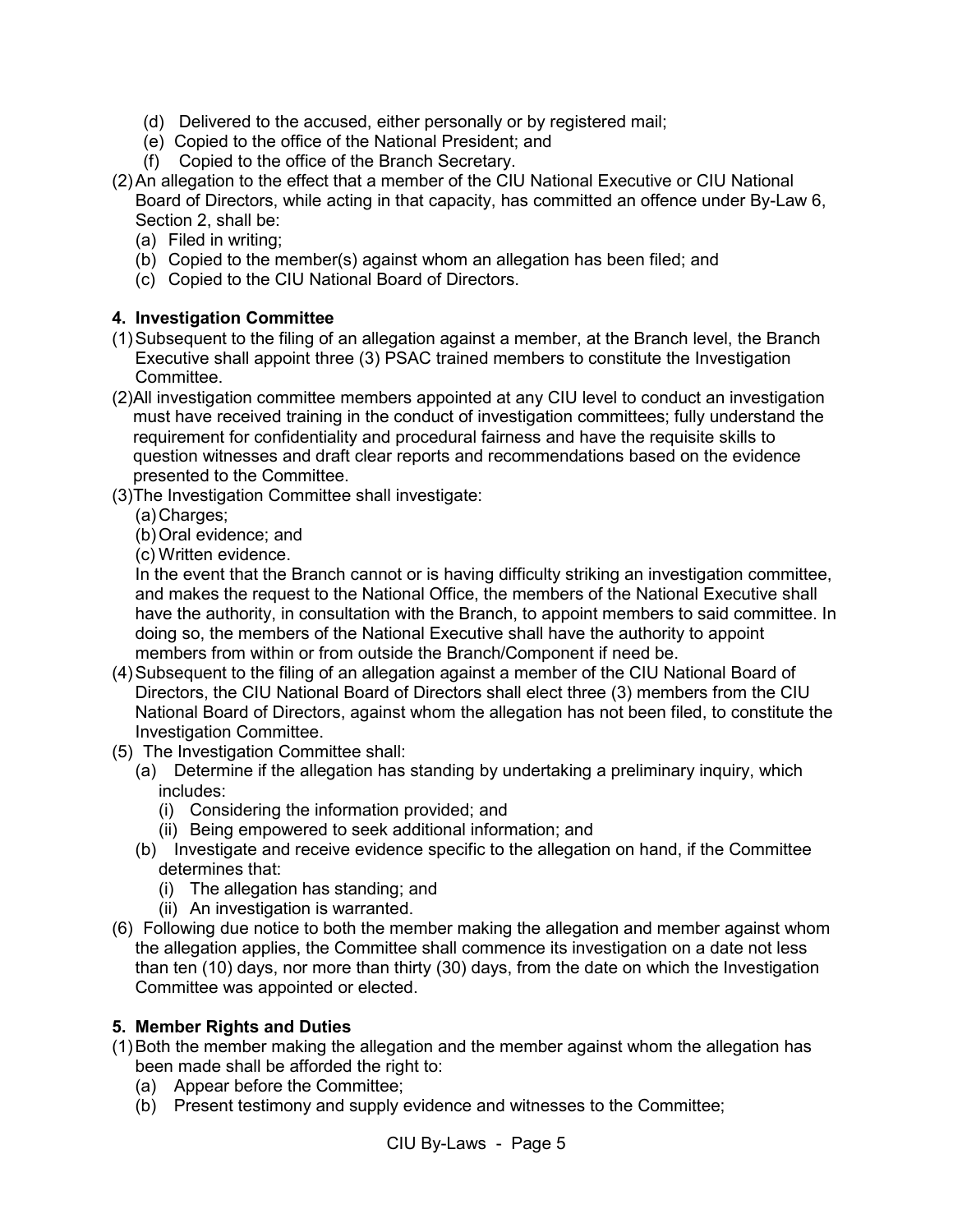(d) Delivered to the accused, either personally or by registered mail;
(e) Copied to the office of the National President; and
(f) Copied to the office of the Branch Secretary.

(2) An allegation to the effect that a member of the CIU National Executive or CIU National Board of Directors, while acting in that capacity, has committed an offence under By-Law 6, Section 2, shall be:
(a) Filed in writing;
(b) Copied to the member(s) against whom an allegation has been filed; and
(c) Copied to the CIU National Board of Directors.

**4. Investigation Committee**

(1) Subsequent to the filing of an allegation against a member, at the Branch level, the Branch Executive shall appoint three (3) PSAC trained members to constitute the Investigation Committee.

(2) All investigation committee members appointed at any CIU level to conduct an investigation must have received training in the conduct of investigation committees; fully understand the requirement for confidentiality and procedural fairness and have the requisite skills to question witnesses and draft clear reports and recommendations based on the evidence presented to the Committee.

(3) The Investigation Committee shall investigate:
(a) Charges;
(b) Oral evidence; and
(c) Written evidence.

In the event that the Branch cannot or is having difficulty striking an investigation committee, and makes the request to the National Office, the members of the National Executive shall have the authority, in consultation with the Branch, to appoint members to said committee. In doing so, the members of the National Executive shall have the authority to appoint members from within or from outside the Branch/Component if need be.

(4) Subsequent to the filing of an allegation against a member of the CIU National Board of Directors, the CIU National Board of Directors shall elect three (3) members from the CIU National Board of Directors, against whom the allegation has not been filed, to constitute the Investigation Committee.

(5) The Investigation Committee shall:
(a) Determine if the allegation has standing by undertaking a preliminary inquiry, which includes:
(i) Considering the information provided; and
(ii) Being empowered to seek additional information; and
(b) Investigate and receive evidence specific to the allegation on hand, if the Committee determines that:
(i) The allegation has standing; and
(ii) An investigation is warranted.

(6) Following due notice to both the member making the allegation and member against whom the allegation applies, the Committee shall commence its investigation on a date not less than ten (10) days, nor more than thirty (30) days, from the date on which the Investigation Committee was appointed or elected.

**5. Member Rights and Duties**

(1) Both the member making the allegation and the member against whom the allegation has been made shall be afforded the right to:
(a) Appear before the Committee;
(b) Present testimony and supply evidence and witnesses to the Committee;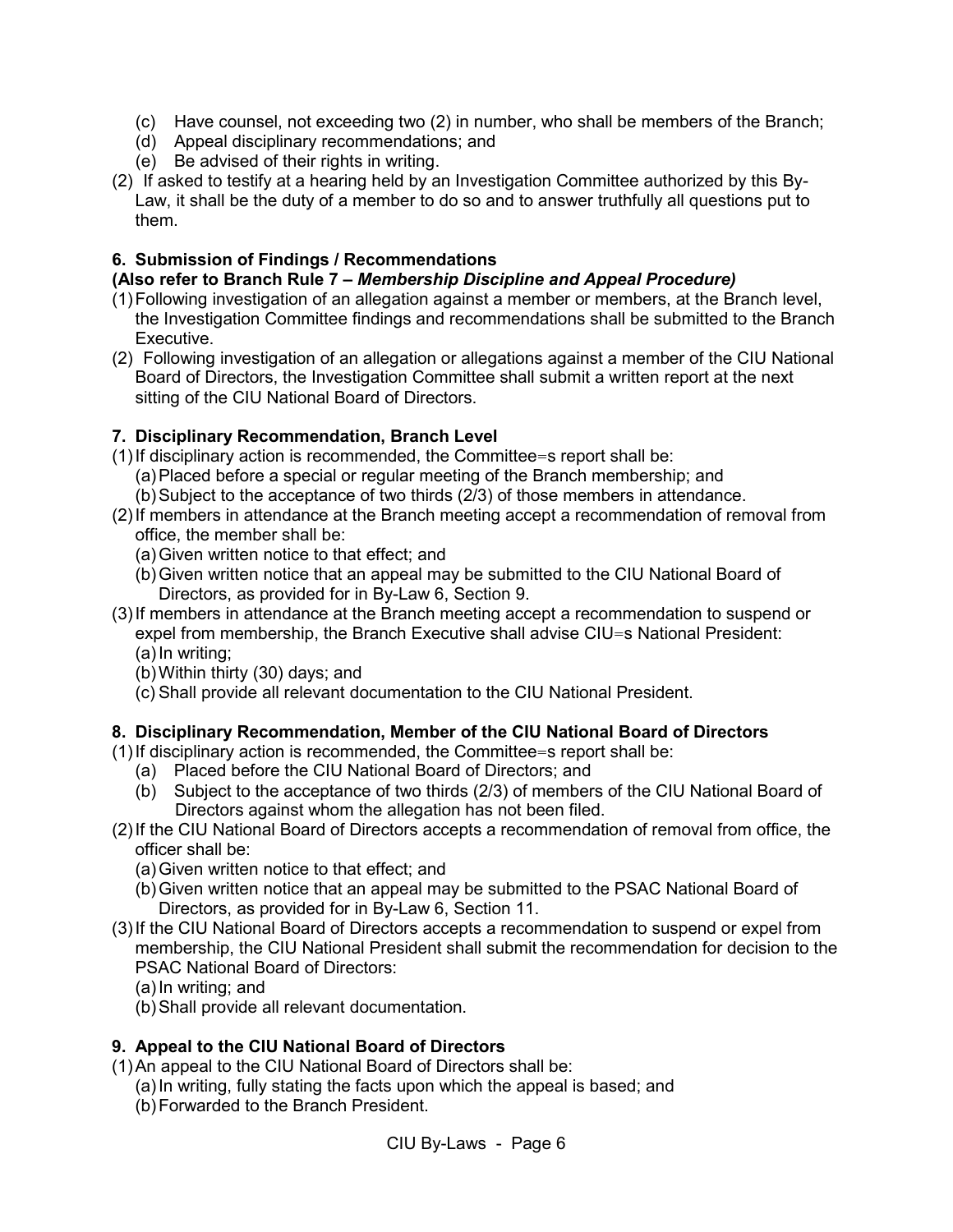(c) Have counsel, not exceeding two (2) in number, who shall be members of the Branch;
(d) Appeal disciplinary recommendations; and
(e) Be advised of their rights in writing.

(2) If asked to testify at a hearing held by an Investigation Committee authorized by this By-Law, it shall be the duty of a member to do so and to answer truthfully all questions put to them.

**6. Submission of Findings / Recommendations**
**(Also refer to Branch Rule 7 –** ***Membership Discipline and Appeal Procedure)***

(1) Following investigation of an allegation against a member or members, at the Branch level, the Investigation Committee findings and recommendations shall be submitted to the Branch Executive.

(2) Following investigation of an allegation or allegations against a member of the CIU National Board of Directors, the Investigation Committee shall submit a written report at the next sitting of the CIU National Board of Directors.

**7. Disciplinary Recommendation, Branch Level**

(1) If disciplinary action is recommended, the Committee=s report shall be:
(a) Placed before a special or regular meeting of the Branch membership; and
(b) Subject to the acceptance of two thirds (2/3) of those members in attendance.

(2) If members in attendance at the Branch meeting accept a recommendation of removal from office, the member shall be:
(a) Given written notice to that effect; and
(b) Given written notice that an appeal may be submitted to the CIU National Board of Directors, as provided for in By-Law 6, Section 9.

(3) If members in attendance at the Branch meeting accept a recommendation to suspend or expel from membership, the Branch Executive shall advise CIU=s National President:
(a) In writing;
(b) Within thirty (30) days; and
(c) Shall provide all relevant documentation to the CIU National President.

**8. Disciplinary Recommendation, Member of the CIU National Board of Directors**

(1) If disciplinary action is recommended, the Committee=s report shall be:
(a) Placed before the CIU National Board of Directors; and
(b) Subject to the acceptance of two thirds (2/3) of members of the CIU National Board of Directors against whom the allegation has not been filed.

(2) If the CIU National Board of Directors accepts a recommendation of removal from office, the officer shall be:
(a) Given written notice to that effect; and
(b) Given written notice that an appeal may be submitted to the PSAC National Board of Directors, as provided for in By-Law 6, Section 11.

(3) If the CIU National Board of Directors accepts a recommendation to suspend or expel from membership, the CIU National President shall submit the recommendation for decision to the PSAC National Board of Directors:
(a) In writing; and
(b) Shall provide all relevant documentation.

**9. Appeal to the CIU National Board of Directors**

(1) An appeal to the CIU National Board of Directors shall be:
(a) In writing, fully stating the facts upon which the appeal is based; and
(b) Forwarded to the Branch President.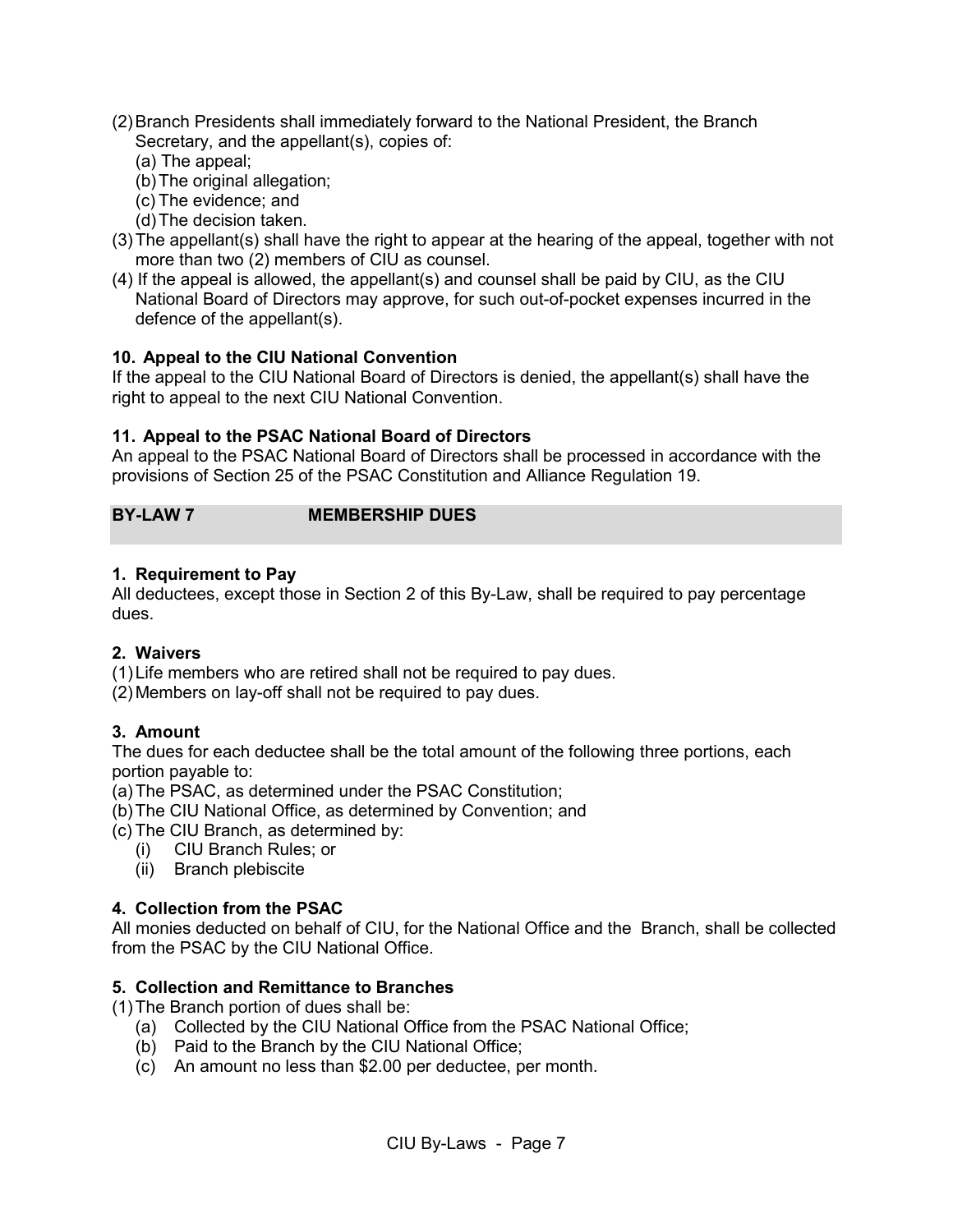(2) Branch Presidents shall immediately forward to the National President, the Branch Secretary, and the appellant(s), copies of:
   (a) The appeal;
   (b) The original allegation;
   (c) The evidence; and
   (d) The decision taken.

(3) The appellant(s) shall have the right to appear at the hearing of the appeal, together with not more than two (2) members of CIU as counsel.

(4) If the appeal is allowed, the appellant(s) and counsel shall be paid by CIU, as the CIU National Board of Directors may approve, for such out-of-pocket expenses incurred in the defence of the appellant(s).

**10. Appeal to the CIU National Convention**

If the appeal to the CIU National Board of Directors is denied, the appellant(s) shall have the right to appeal to the next CIU National Convention.

**11. Appeal to the PSAC National Board of Directors**

An appeal to the PSAC National Board of Directors shall be processed in accordance with the provisions of Section 25 of the PSAC Constitution and Alliance Regulation 19.

## BY-LAW 7 MEMBERSHIP DUES

**1. Requirement to Pay**

All deductees, except those in Section 2 of this By-Law, shall be required to pay percentage dues.

**2. Waivers**

(1) Life members who are retired shall not be required to pay dues.

(2) Members on lay-off shall not be required to pay dues.

**3. Amount**

The dues for each deductee shall be the total amount of the following three portions, each portion payable to:

(a) The PSAC, as determined under the PSAC Constitution;

(b) The CIU National Office, as determined by Convention; and

(c) The CIU Branch, as determined by:
   (i) CIU Branch Rules; or
   (ii) Branch plebiscite

**4. Collection from the PSAC**

All monies deducted on behalf of CIU, for the National Office and the Branch, shall be collected from the PSAC by the CIU National Office.

**5. Collection and Remittance to Branches**

(1) The Branch portion of dues shall be:
   (a) Collected by the CIU National Office from the PSAC National Office;
   (b) Paid to the Branch by the CIU National Office;
   (c) An amount no less than $2.00 per deductee, per month.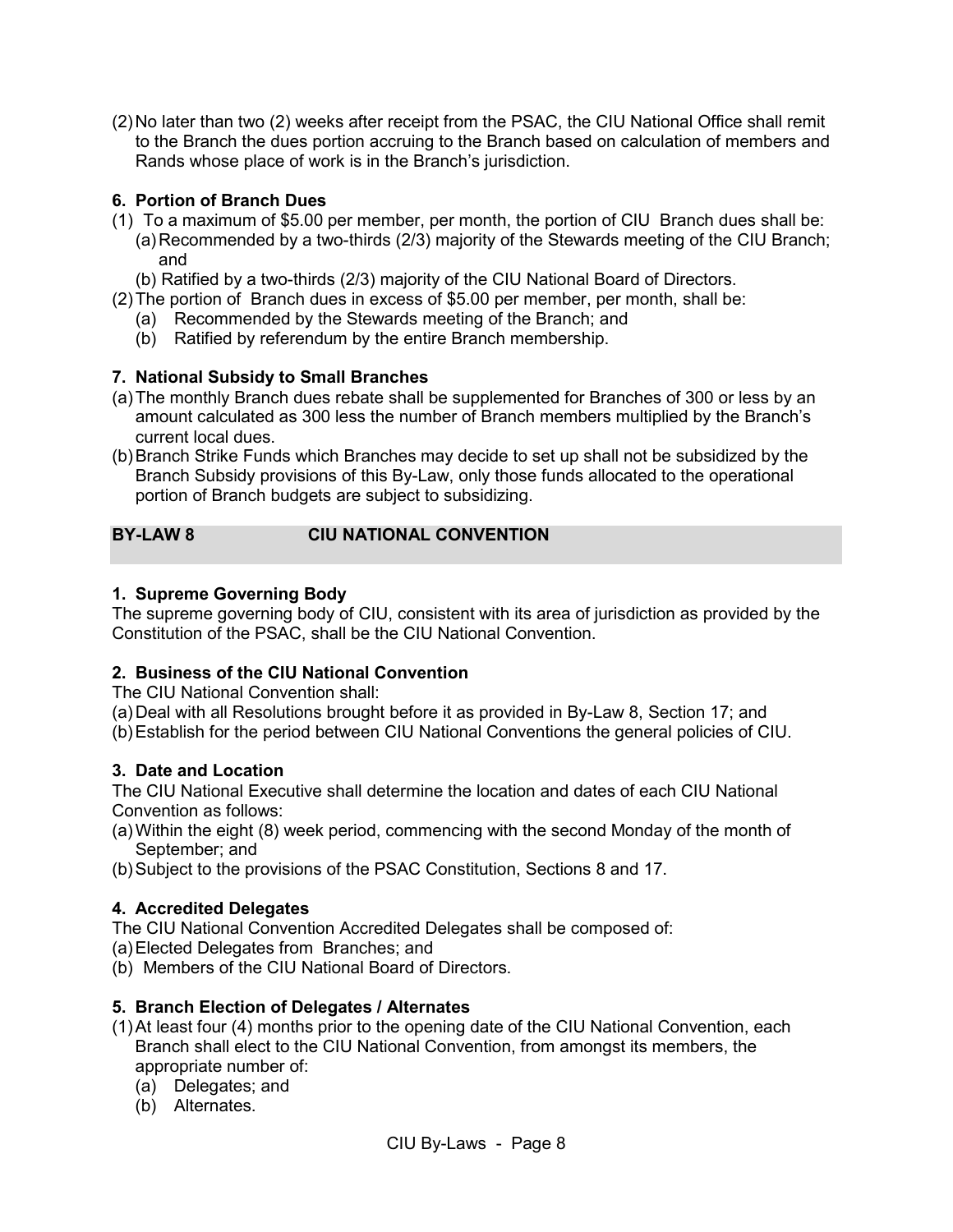(2) No later than two (2) weeks after receipt from the PSAC, the CIU National Office shall remit to the Branch the dues portion accruing to the Branch based on calculation of members and Rands whose place of work is in the Branch's jurisdiction.

**6. Portion of Branch Dues**

(1) To a maximum of $5.00 per member, per month, the portion of CIU Branch dues shall be:
   (a) Recommended by a two-thirds (2/3) majority of the Stewards meeting of the CIU Branch; and
   (b) Ratified by a two-thirds (2/3) majority of the CIU National Board of Directors.

(2) The portion of Branch dues in excess of $5.00 per member, per month, shall be:
   (a) Recommended by the Stewards meeting of the Branch; and
   (b) Ratified by referendum by the entire Branch membership.

**7. National Subsidy to Small Branches**

(a) The monthly Branch dues rebate shall be supplemented for Branches of 300 or less by an amount calculated as 300 less the number of Branch members multiplied by the Branch's current local dues.

(b) Branch Strike Funds which Branches may decide to set up shall not be subsidized by the Branch Subsidy provisions of this By-Law, only those funds allocated to the operational portion of Branch budgets are subject to subsidizing.

## BY-LAW 8 CIU NATIONAL CONVENTION

**1. Supreme Governing Body**

The supreme governing body of CIU, consistent with its area of jurisdiction as provided by the Constitution of the PSAC, shall be the CIU National Convention.

**2. Business of the CIU National Convention**

The CIU National Convention shall:

(a) Deal with all Resolutions brought before it as provided in By-Law 8, Section 17; and

(b) Establish for the period between CIU National Conventions the general policies of CIU.

**3. Date and Location**

The CIU National Executive shall determine the location and dates of each CIU National Convention as follows:

(a) Within the eight (8) week period, commencing with the second Monday of the month of September; and

(b) Subject to the provisions of the PSAC Constitution, Sections 8 and 17.

**4. Accredited Delegates**

The CIU National Convention Accredited Delegates shall be composed of:

(a) Elected Delegates from Branches; and

(b) Members of the CIU National Board of Directors.

**5. Branch Election of Delegates / Alternates**

(1) At least four (4) months prior to the opening date of the CIU National Convention, each Branch shall elect to the CIU National Convention, from amongst its members, the appropriate number of:
   (a) Delegates; and
   (b) Alternates.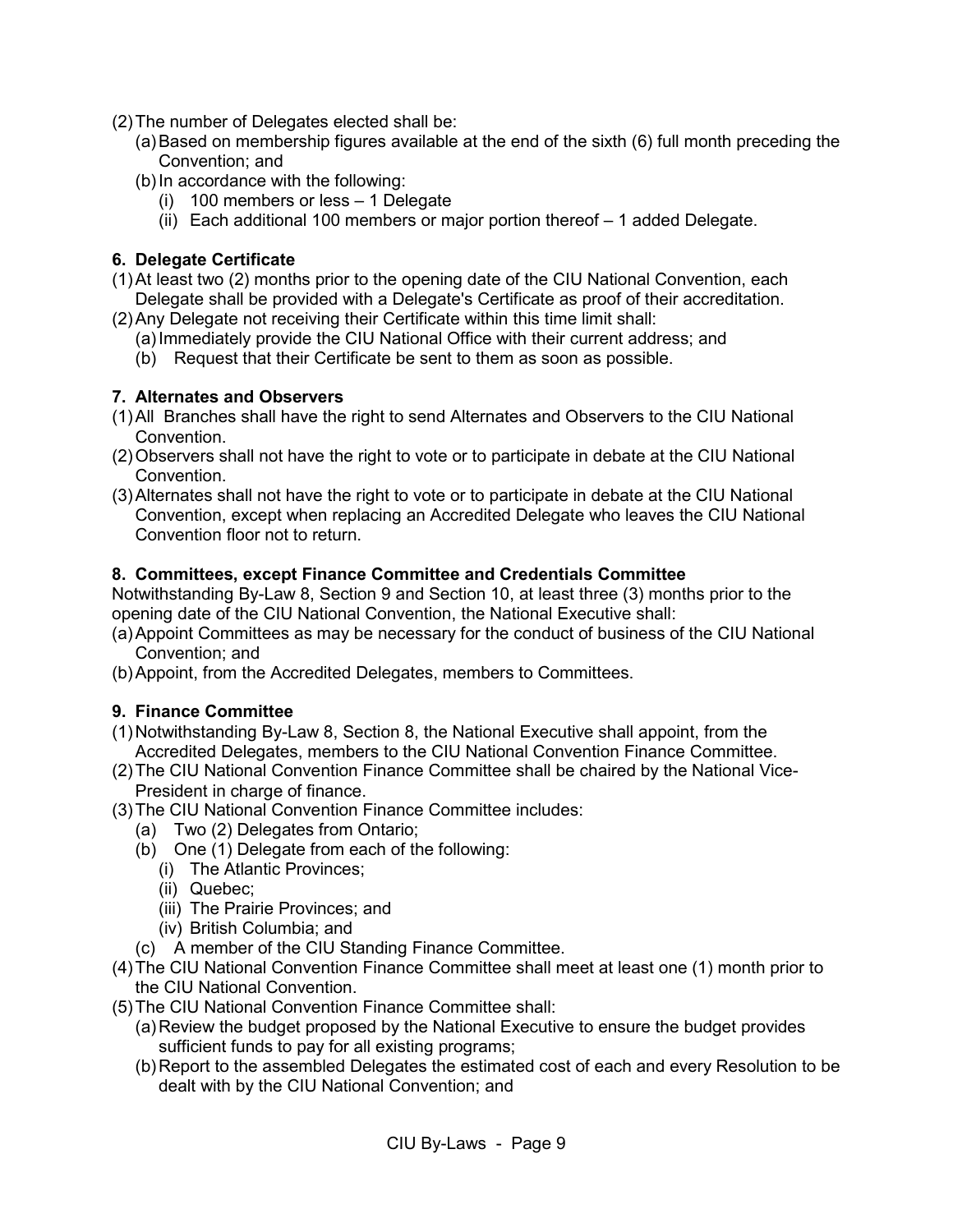(2) The number of Delegates elected shall be:

   (a) Based on membership figures available at the end of the sixth (6) full month preceding the Convention; and

   (b) In accordance with the following:

      (i) 100 members or less – 1 Delegate

      (ii) Each additional 100 members or major portion thereof – 1 added Delegate.

### 6. Delegate Certificate

(1) At least two (2) months prior to the opening date of the CIU National Convention, each Delegate shall be provided with a Delegate's Certificate as proof of their accreditation.

(2) Any Delegate not receiving their Certificate within this time limit shall:

   (a) Immediately provide the CIU National Office with their current address; and

   (b) Request that their Certificate be sent to them as soon as possible.

### 7. Alternates and Observers

(1) All Branches shall have the right to send Alternates and Observers to the CIU National Convention.

(2) Observers shall not have the right to vote or to participate in debate at the CIU National Convention.

(3) Alternates shall not have the right to vote or to participate in debate at the CIU National Convention, except when replacing an Accredited Delegate who leaves the CIU National Convention floor not to return.

### 8. Committees, except Finance Committee and Credentials Committee

Notwithstanding By-Law 8, Section 9 and Section 10, at least three (3) months prior to the opening date of the CIU National Convention, the National Executive shall:

(a) Appoint Committees as may be necessary for the conduct of business of the CIU National Convention; and

(b) Appoint, from the Accredited Delegates, members to Committees.

### 9. Finance Committee

(1) Notwithstanding By-Law 8, Section 8, the National Executive shall appoint, from the Accredited Delegates, members to the CIU National Convention Finance Committee.

(2) The CIU National Convention Finance Committee shall be chaired by the National Vice-President in charge of finance.

(3) The CIU National Convention Finance Committee includes:

   (a) Two (2) Delegates from Ontario;

   (b) One (1) Delegate from each of the following:

      (i) The Atlantic Provinces;

      (ii) Quebec;

      (iii) The Prairie Provinces; and

      (iv) British Columbia; and

   (c) A member of the CIU Standing Finance Committee.

(4) The CIU National Convention Finance Committee shall meet at least one (1) month prior to the CIU National Convention.

(5) The CIU National Convention Finance Committee shall:

   (a) Review the budget proposed by the National Executive to ensure the budget provides sufficient funds to pay for all existing programs;

   (b) Report to the assembled Delegates the estimated cost of each and every Resolution to be dealt with by the CIU National Convention; and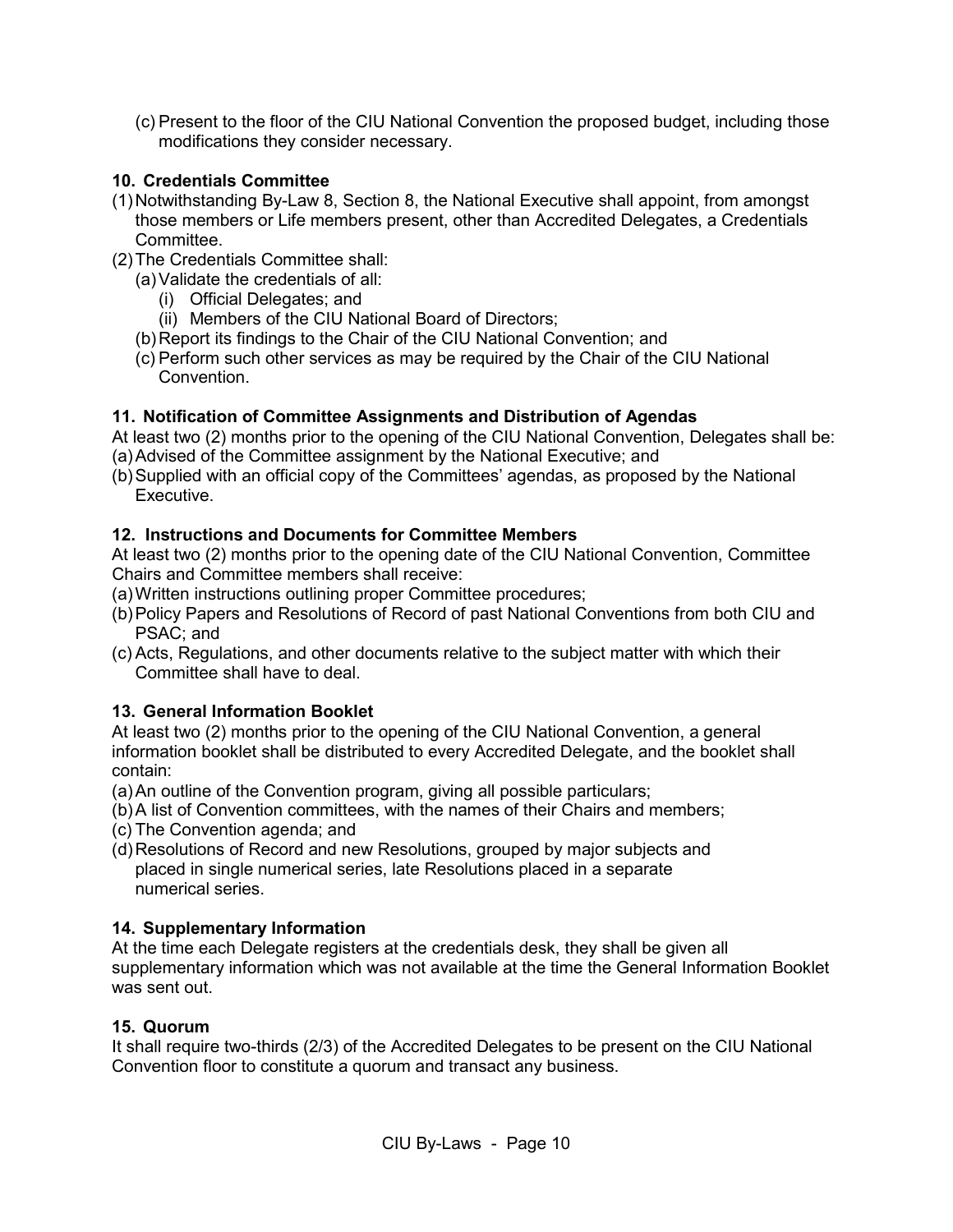(c) Present to the floor of the CIU National Convention the proposed budget, including those modifications they consider necessary.

### 10. Credentials Committee

(1) Notwithstanding By-Law 8, Section 8, the National Executive shall appoint, from amongst those members or Life members present, other than Accredited Delegates, a Credentials Committee.

(2) The Credentials Committee shall:
   - (a) Validate the credentials of all:
      - (i) Official Delegates; and
      - (ii) Members of the CIU National Board of Directors;
   - (b) Report its findings to the Chair of the CIU National Convention; and
   - (c) Perform such other services as may be required by the Chair of the CIU National Convention.

### 11. Notification of Committee Assignments and Distribution of Agendas

At least two (2) months prior to the opening of the CIU National Convention, Delegates shall be:

(a) Advised of the Committee assignment by the National Executive; and

(b) Supplied with an official copy of the Committees' agendas, as proposed by the National Executive.

### 12. Instructions and Documents for Committee Members

At least two (2) months prior to the opening date of the CIU National Convention, Committee Chairs and Committee members shall receive:

(a) Written instructions outlining proper Committee procedures;

(b) Policy Papers and Resolutions of Record of past National Conventions from both CIU and PSAC; and

(c) Acts, Regulations, and other documents relative to the subject matter with which their Committee shall have to deal.

### 13. General Information Booklet

At least two (2) months prior to the opening of the CIU National Convention, a general information booklet shall be distributed to every Accredited Delegate, and the booklet shall contain:

(a) An outline of the Convention program, giving all possible particulars;

(b) A list of Convention committees, with the names of their Chairs and members;

(c) The Convention agenda; and

(d) Resolutions of Record and new Resolutions, grouped by major subjects and placed in single numerical series, late Resolutions placed in a separate numerical series.

### 14. Supplementary Information

At the time each Delegate registers at the credentials desk, they shall be given all supplementary information which was not available at the time the General Information Booklet was sent out.

### 15. Quorum

It shall require two-thirds (2/3) of the Accredited Delegates to be present on the CIU National Convention floor to constitute a quorum and transact any business.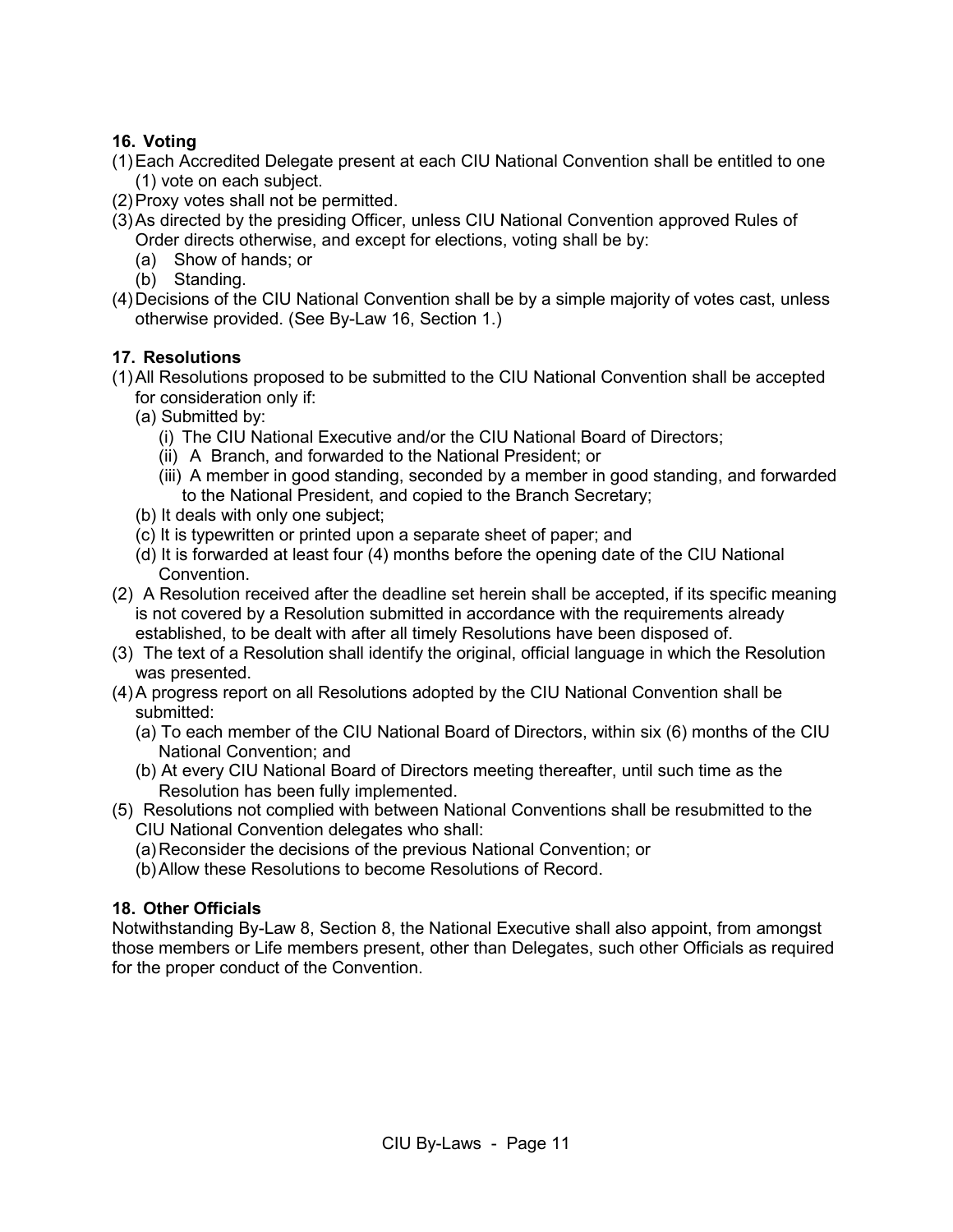### 16. Voting

(1) Each Accredited Delegate present at each CIU National Convention shall be entitled to one (1) vote on each subject.

(2) Proxy votes shall not be permitted.

(3) As directed by the presiding Officer, unless CIU National Convention approved Rules of Order directs otherwise, and except for elections, voting shall be by:

- (a) Show of hands; or
- (b) Standing.

(4) Decisions of the CIU National Convention shall be by a simple majority of votes cast, unless otherwise provided. (See By-Law 16, Section 1.)

### 17. Resolutions

(1) All Resolutions proposed to be submitted to the CIU National Convention shall be accepted for consideration only if:

- (a) Submitted by:
  - (i) The CIU National Executive and/or the CIU National Board of Directors;
  - (ii) A Branch, and forwarded to the National President; or
  - (iii) A member in good standing, seconded by a member in good standing, and forwarded to the National President, and copied to the Branch Secretary;
- (b) It deals with only one subject;
- (c) It is typewritten or printed upon a separate sheet of paper; and
- (d) It is forwarded at least four (4) months before the opening date of the CIU National Convention.

(2) A Resolution received after the deadline set herein shall be accepted, if its specific meaning is not covered by a Resolution submitted in accordance with the requirements already established, to be dealt with after all timely Resolutions have been disposed of.

(3) The text of a Resolution shall identify the original, official language in which the Resolution was presented.

(4) A progress report on all Resolutions adopted by the CIU National Convention shall be submitted:

- (a) To each member of the CIU National Board of Directors, within six (6) months of the CIU National Convention; and
- (b) At every CIU National Board of Directors meeting thereafter, until such time as the Resolution has been fully implemented.

(5) Resolutions not complied with between National Conventions shall be resubmitted to the CIU National Convention delegates who shall:

- (a) Reconsider the decisions of the previous National Convention; or
- (b) Allow these Resolutions to become Resolutions of Record.

### 18. Other Officials

Notwithstanding By-Law 8, Section 8, the National Executive shall also appoint, from amongst those members or Life members present, other than Delegates, such other Officials as required for the proper conduct of the Convention.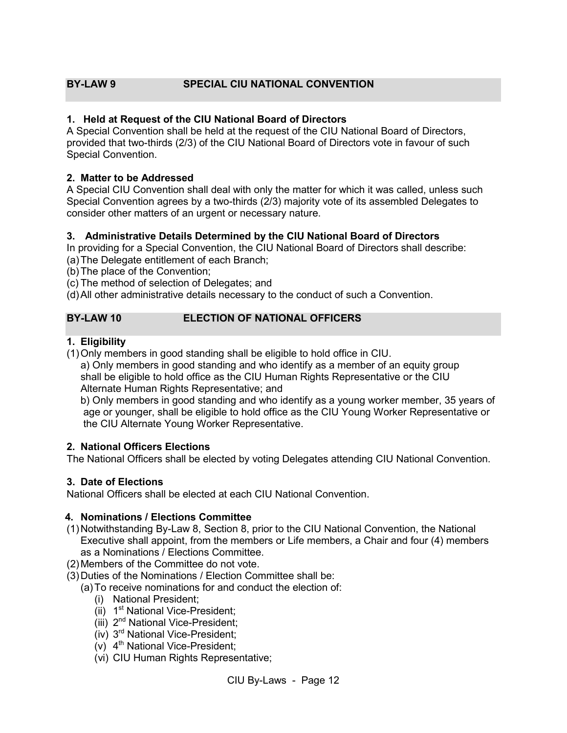## BY-LAW 9 SPECIAL CIU NATIONAL CONVENTION

**1. Held at Request of the CIU National Board of Directors**
A Special Convention shall be held at the request of the CIU National Board of Directors, provided that two-thirds (2/3) of the CIU National Board of Directors vote in favour of such Special Convention.

**2. Matter to be Addressed**
A Special CIU Convention shall deal with only the matter for which it was called, unless such Special Convention agrees by a two-thirds (2/3) majority vote of its assembled Delegates to consider other matters of an urgent or necessary nature.

**3. Administrative Details Determined by the CIU National Board of Directors**
In providing for a Special Convention, the CIU National Board of Directors shall describe:
(a) The Delegate entitlement of each Branch;
(b) The place of the Convention;
(c) The method of selection of Delegates; and
(d) All other administrative details necessary to the conduct of such a Convention.

## BY-LAW 10 ELECTION OF NATIONAL OFFICERS

**1. Eligibility**
(1) Only members in good standing shall be eligible to hold office in CIU.
  a) Only members in good standing and who identify as a member of an equity group shall be eligible to hold office as the CIU Human Rights Representative or the CIU Alternate Human Rights Representative; and
  b) Only members in good standing and who identify as a young worker member, 35 years of age or younger, shall be eligible to hold office as the CIU Young Worker Representative or the CIU Alternate Young Worker Representative.

**2. National Officers Elections**
The National Officers shall be elected by voting Delegates attending CIU National Convention.

**3. Date of Elections**
National Officers shall be elected at each CIU National Convention.

**4. Nominations / Elections Committee**
(1) Notwithstanding By-Law 8, Section 8, prior to the CIU National Convention, the National Executive shall appoint, from the members or Life members, a Chair and four (4) members as a Nominations / Elections Committee.
(2) Members of the Committee do not vote.
(3) Duties of the Nominations / Election Committee shall be:
  (a) To receive nominations for and conduct the election of:
    (i) National President;
    (ii) 1st National Vice-President;
    (iii) 2nd National Vice-President;
    (iv) 3rd National Vice-President;
    (v) 4th National Vice-President;
    (vi) CIU Human Rights Representative;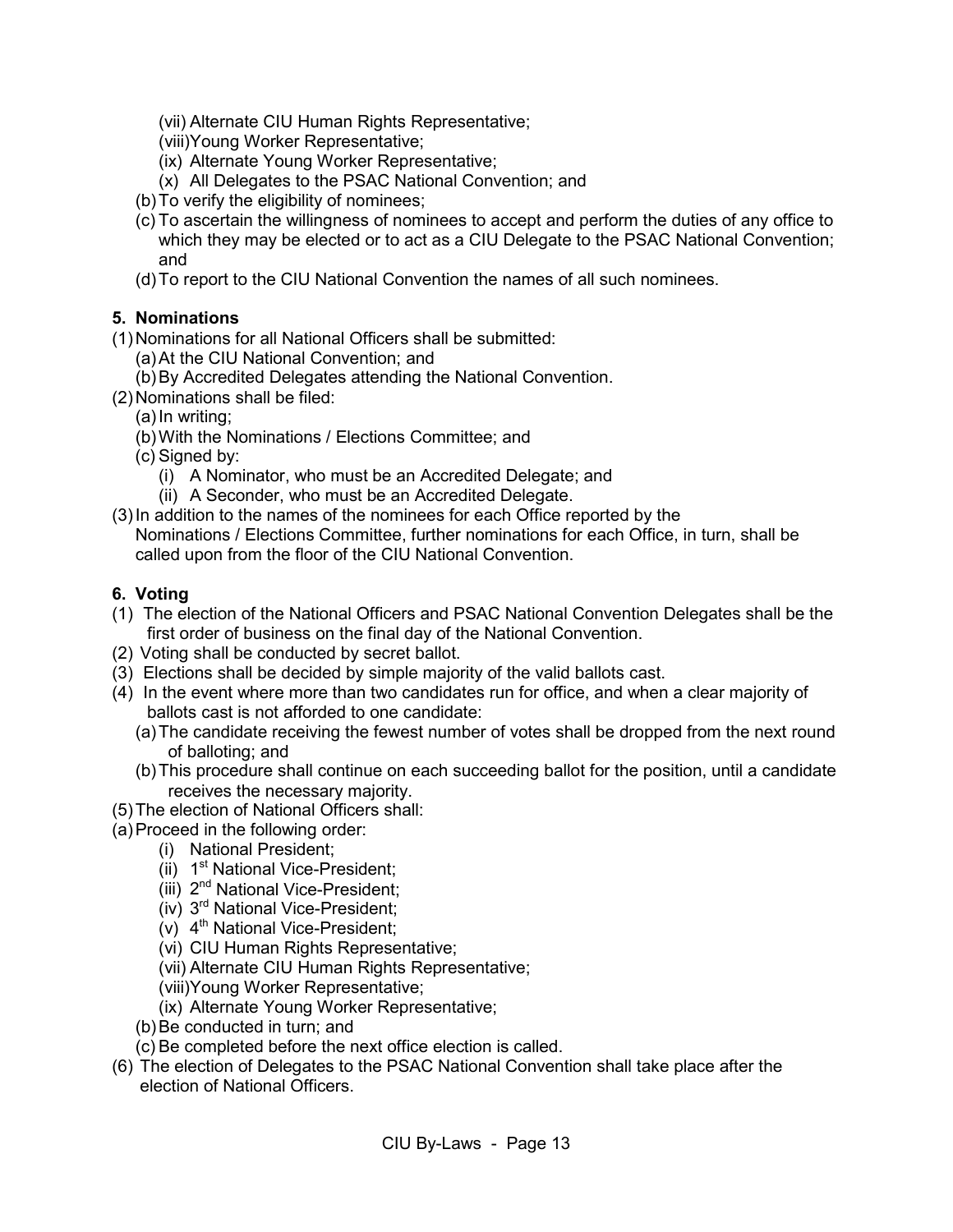(vii) Alternate CIU Human Rights Representative;
(viii) Young Worker Representative;
(ix) Alternate Young Worker Representative;
(x) All Delegates to the PSAC National Convention; and

(b) To verify the eligibility of nominees;

(c) To ascertain the willingness of nominees to accept and perform the duties of any office to which they may be elected or to act as a CIU Delegate to the PSAC National Convention; and

(d) To report to the CIU National Convention the names of all such nominees.

**5. Nominations**

(1) Nominations for all National Officers shall be submitted:
 (a) At the CIU National Convention; and
 (b) By Accredited Delegates attending the National Convention.

(2) Nominations shall be filed:
 (a) In writing;
 (b) With the Nominations / Elections Committee; and
 (c) Signed by:
  (i) A Nominator, who must be an Accredited Delegate; and
  (ii) A Seconder, who must be an Accredited Delegate.

(3) In addition to the names of the nominees for each Office reported by the Nominations / Elections Committee, further nominations for each Office, in turn, shall be called upon from the floor of the CIU National Convention.

**6. Voting**

(1) The election of the National Officers and PSAC National Convention Delegates shall be the first order of business on the final day of the National Convention.

(2) Voting shall be conducted by secret ballot.

(3) Elections shall be decided by simple majority of the valid ballots cast.

(4) In the event where more than two candidates run for office, and when a clear majority of ballots cast is not afforded to one candidate:
 (a) The candidate receiving the fewest number of votes shall be dropped from the next round of balloting; and
 (b) This procedure shall continue on each succeeding ballot for the position, until a candidate receives the necessary majority.

(5) The election of National Officers shall:

(a) Proceed in the following order:
  (i) National President;
  (ii) 1st National Vice-President;
  (iii) 2nd National Vice-President;
  (iv) 3rd National Vice-President;
  (v) 4th National Vice-President;
  (vi) CIU Human Rights Representative;
  (vii) Alternate CIU Human Rights Representative;
  (viii) Young Worker Representative;
  (ix) Alternate Young Worker Representative;
 (b) Be conducted in turn; and
 (c) Be completed before the next office election is called.

(6) The election of Delegates to the PSAC National Convention shall take place after the election of National Officers.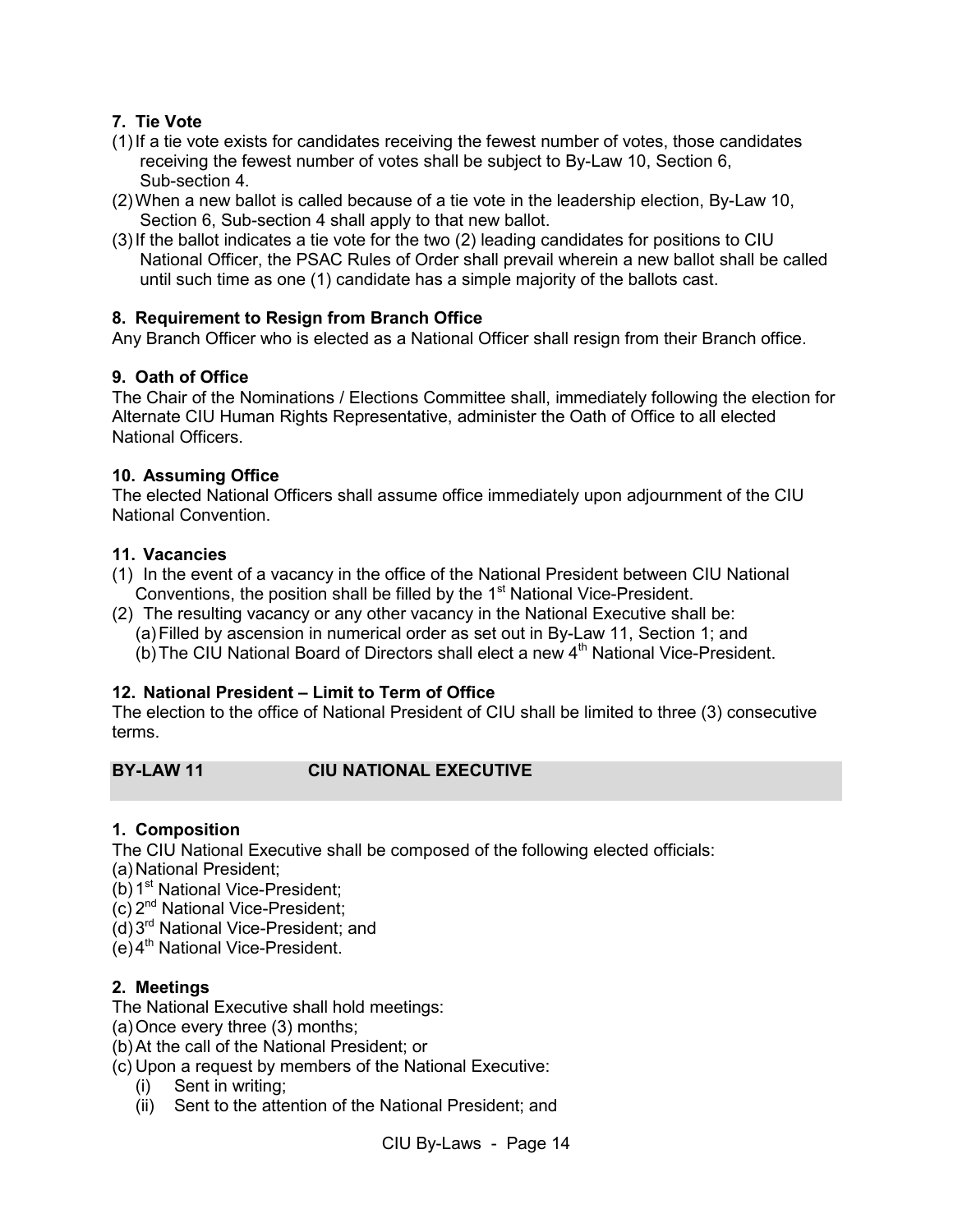**7. Tie Vote**

(1) If a tie vote exists for candidates receiving the fewest number of votes, those candidates receiving the fewest number of votes shall be subject to By-Law 10, Section 6, Sub-section 4.

(2) When a new ballot is called because of a tie vote in the leadership election, By-Law 10, Section 6, Sub-section 4 shall apply to that new ballot.

(3) If the ballot indicates a tie vote for the two (2) leading candidates for positions to CIU National Officer, the PSAC Rules of Order shall prevail wherein a new ballot shall be called until such time as one (1) candidate has a simple majority of the ballots cast.

**8. Requirement to Resign from Branch Office**

Any Branch Officer who is elected as a National Officer shall resign from their Branch office.

**9. Oath of Office**

The Chair of the Nominations / Elections Committee shall, immediately following the election for Alternate CIU Human Rights Representative, administer the Oath of Office to all elected National Officers.

**10. Assuming Office**

The elected National Officers shall assume office immediately upon adjournment of the CIU National Convention.

**11. Vacancies**

(1) In the event of a vacancy in the office of the National President between CIU National Conventions, the position shall be filled by the 1st National Vice-President.

(2) The resulting vacancy or any other vacancy in the National Executive shall be:

   (a) Filled by ascension in numerical order as set out in By-Law 11, Section 1; and

   (b) The CIU National Board of Directors shall elect a new 4th National Vice-President.

**12. National President – Limit to Term of Office**

The election to the office of National President of CIU shall be limited to three (3) consecutive terms.

## BY-LAW 11 CIU NATIONAL EXECUTIVE

**1. Composition**

The CIU National Executive shall be composed of the following elected officials:

(a) National President;

(b) 1st National Vice-President;

(c) 2nd National Vice-President;

(d) 3rd National Vice-President; and

(e) 4th National Vice-President.

**2. Meetings**

The National Executive shall hold meetings:

(a) Once every three (3) months;

(b) At the call of the National President; or

(c) Upon a request by members of the National Executive:

   (i) Sent in writing;

   (ii) Sent to the attention of the National President; and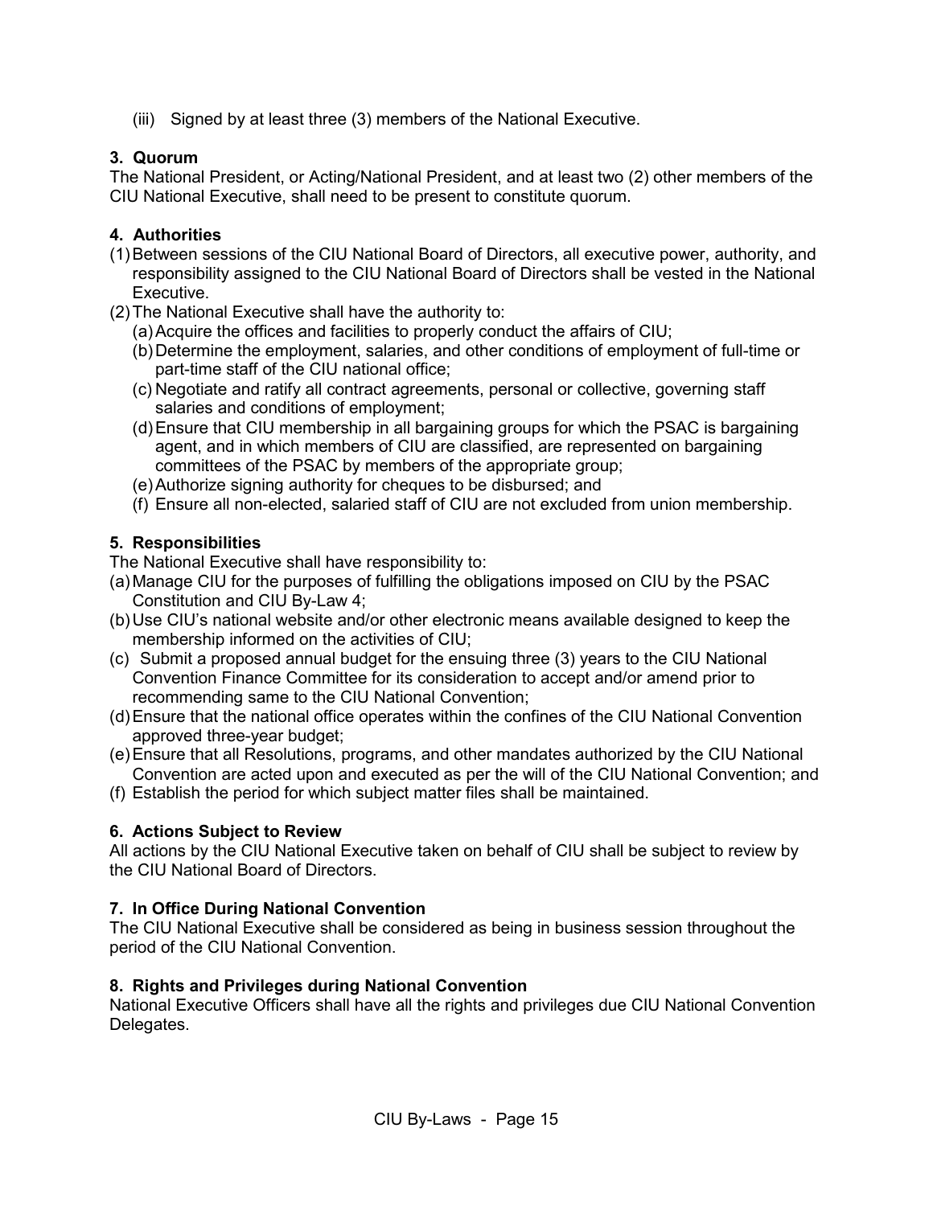(iii) Signed by at least three (3) members of the National Executive.

**3. Quorum**

The National President, or Acting/National President, and at least two (2) other members of the CIU National Executive, shall need to be present to constitute quorum.

**4. Authorities**

(1) Between sessions of the CIU National Board of Directors, all executive power, authority, and responsibility assigned to the CIU National Board of Directors shall be vested in the National Executive.

(2) The National Executive shall have the authority to:

(a) Acquire the offices and facilities to properly conduct the affairs of CIU;

(b) Determine the employment, salaries, and other conditions of employment of full-time or part-time staff of the CIU national office;

(c) Negotiate and ratify all contract agreements, personal or collective, governing staff salaries and conditions of employment;

(d) Ensure that CIU membership in all bargaining groups for which the PSAC is bargaining agent, and in which members of CIU are classified, are represented on bargaining committees of the PSAC by members of the appropriate group;

(e) Authorize signing authority for cheques to be disbursed; and

(f) Ensure all non-elected, salaried staff of CIU are not excluded from union membership.

**5. Responsibilities**

The National Executive shall have responsibility to:

(a) Manage CIU for the purposes of fulfilling the obligations imposed on CIU by the PSAC Constitution and CIU By-Law 4;

(b) Use CIU's national website and/or other electronic means available designed to keep the membership informed on the activities of CIU;

(c) Submit a proposed annual budget for the ensuing three (3) years to the CIU National Convention Finance Committee for its consideration to accept and/or amend prior to recommending same to the CIU National Convention;

(d) Ensure that the national office operates within the confines of the CIU National Convention approved three-year budget;

(e) Ensure that all Resolutions, programs, and other mandates authorized by the CIU National Convention are acted upon and executed as per the will of the CIU National Convention; and

(f) Establish the period for which subject matter files shall be maintained.

**6. Actions Subject to Review**

All actions by the CIU National Executive taken on behalf of CIU shall be subject to review by the CIU National Board of Directors.

**7. In Office During National Convention**

The CIU National Executive shall be considered as being in business session throughout the period of the CIU National Convention.

**8. Rights and Privileges during National Convention**

National Executive Officers shall have all the rights and privileges due CIU National Convention Delegates.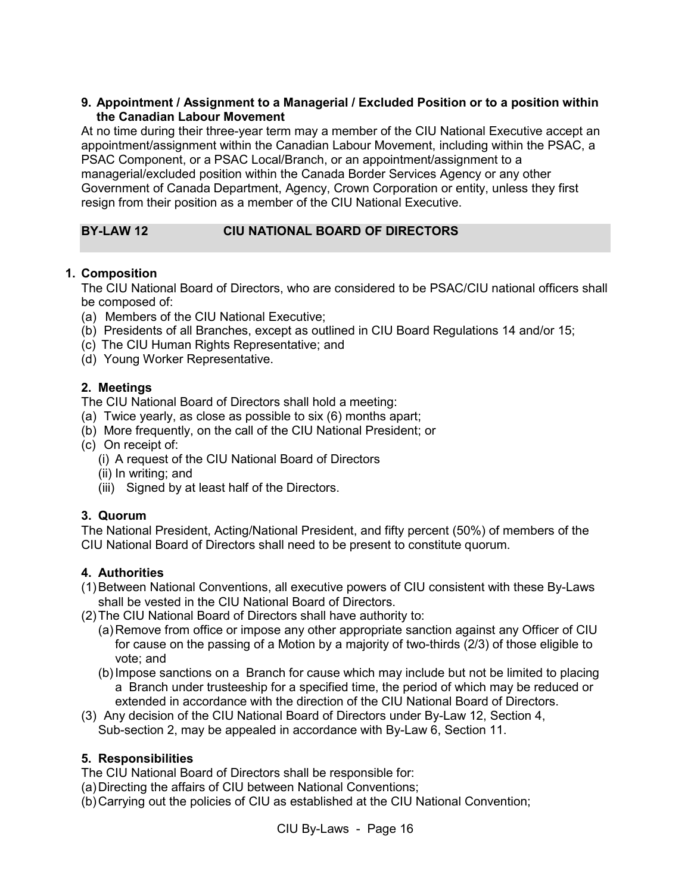**9. Appointment / Assignment to a Managerial / Excluded Position or to a position within the Canadian Labour Movement**

At no time during their three-year term may a member of the CIU National Executive accept an appointment/assignment within the Canadian Labour Movement, including within the PSAC, a PSAC Component, or a PSAC Local/Branch, or an appointment/assignment to a managerial/excluded position within the Canada Border Services Agency or any other Government of Canada Department, Agency, Crown Corporation or entity, unless they first resign from their position as a member of the CIU National Executive.

## BY-LAW 12 CIU NATIONAL BOARD OF DIRECTORS

**1. Composition**

The CIU National Board of Directors, who are considered to be PSAC/CIU national officers shall be composed of:

(a) Members of the CIU National Executive;
(b) Presidents of all Branches, except as outlined in CIU Board Regulations 14 and/or 15;
(c) The CIU Human Rights Representative; and
(d) Young Worker Representative.

**2. Meetings**

The CIU National Board of Directors shall hold a meeting:

(a) Twice yearly, as close as possible to six (6) months apart;
(b) More frequently, on the call of the CIU National President; or
(c) On receipt of:
 (i) A request of the CIU National Board of Directors
 (ii) In writing; and
 (iii) Signed by at least half of the Directors.

**3. Quorum**

The National President, Acting/National President, and fifty percent (50%) of members of the CIU National Board of Directors shall need to be present to constitute quorum.

**4. Authorities**

(1) Between National Conventions, all executive powers of CIU consistent with these By-Laws shall be vested in the CIU National Board of Directors.
(2) The CIU National Board of Directors shall have authority to:
 (a) Remove from office or impose any other appropriate sanction against any Officer of CIU for cause on the passing of a Motion by a majority of two-thirds (2/3) of those eligible to vote; and
 (b) Impose sanctions on a Branch for cause which may include but not be limited to placing a Branch under trusteeship for a specified time, the period of which may be reduced or extended in accordance with the direction of the CIU National Board of Directors.
(3) Any decision of the CIU National Board of Directors under By-Law 12, Section 4, Sub-section 2, may be appealed in accordance with By-Law 6, Section 11.

**5. Responsibilities**

The CIU National Board of Directors shall be responsible for:

(a) Directing the affairs of CIU between National Conventions;
(b) Carrying out the policies of CIU as established at the CIU National Convention;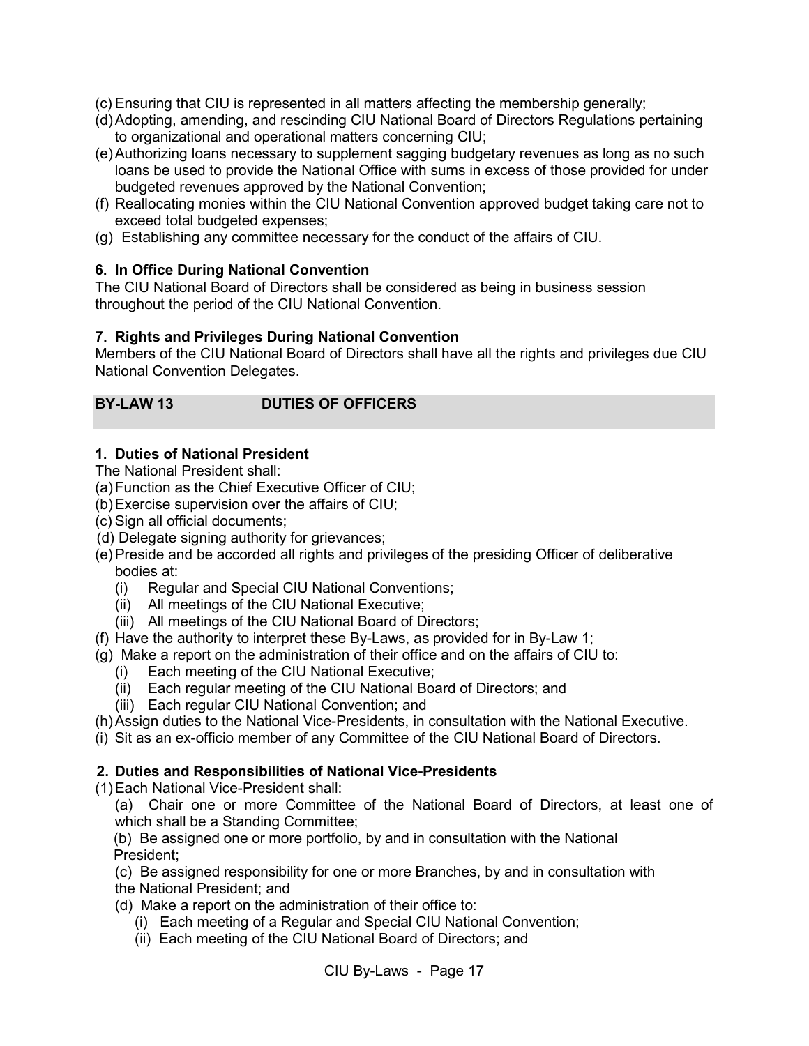(c) Ensuring that CIU is represented in all matters affecting the membership generally;
(d) Adopting, amending, and rescinding CIU National Board of Directors Regulations pertaining to organizational and operational matters concerning CIU;
(e) Authorizing loans necessary to supplement sagging budgetary revenues as long as no such loans be used to provide the National Office with sums in excess of those provided for under budgeted revenues approved by the National Convention;
(f) Reallocating monies within the CIU National Convention approved budget taking care not to exceed total budgeted expenses;
(g) Establishing any committee necessary for the conduct of the affairs of CIU.

**6. In Office During National Convention**
The CIU National Board of Directors shall be considered as being in business session throughout the period of the CIU National Convention.

**7. Rights and Privileges During National Convention**
Members of the CIU National Board of Directors shall have all the rights and privileges due CIU National Convention Delegates.

## BY-LAW 13 DUTIES OF OFFICERS

**1. Duties of National President**
The National President shall:
(a) Function as the Chief Executive Officer of CIU;
(b) Exercise supervision over the affairs of CIU;
(c) Sign all official documents;
(d) Delegate signing authority for grievances;
(e) Preside and be accorded all rights and privileges of the presiding Officer of deliberative bodies at:
  (i) Regular and Special CIU National Conventions;
  (ii) All meetings of the CIU National Executive;
  (iii) All meetings of the CIU National Board of Directors;
(f) Have the authority to interpret these By-Laws, as provided for in By-Law 1;
(g) Make a report on the administration of their office and on the affairs of CIU to:
  (i) Each meeting of the CIU National Executive;
  (ii) Each regular meeting of the CIU National Board of Directors; and
  (iii) Each regular CIU National Convention; and
(h) Assign duties to the National Vice-Presidents, in consultation with the National Executive.
(i) Sit as an ex-officio member of any Committee of the CIU National Board of Directors.

**2. Duties and Responsibilities of National Vice-Presidents**
(1) Each National Vice-President shall:
  (a) Chair one or more Committee of the National Board of Directors, at least one of which shall be a Standing Committee;
  (b) Be assigned one or more portfolio, by and in consultation with the National President;
  (c) Be assigned responsibility for one or more Branches, by and in consultation with the National President; and
  (d) Make a report on the administration of their office to:
    (i) Each meeting of a Regular and Special CIU National Convention;
    (ii) Each meeting of the CIU National Board of Directors; and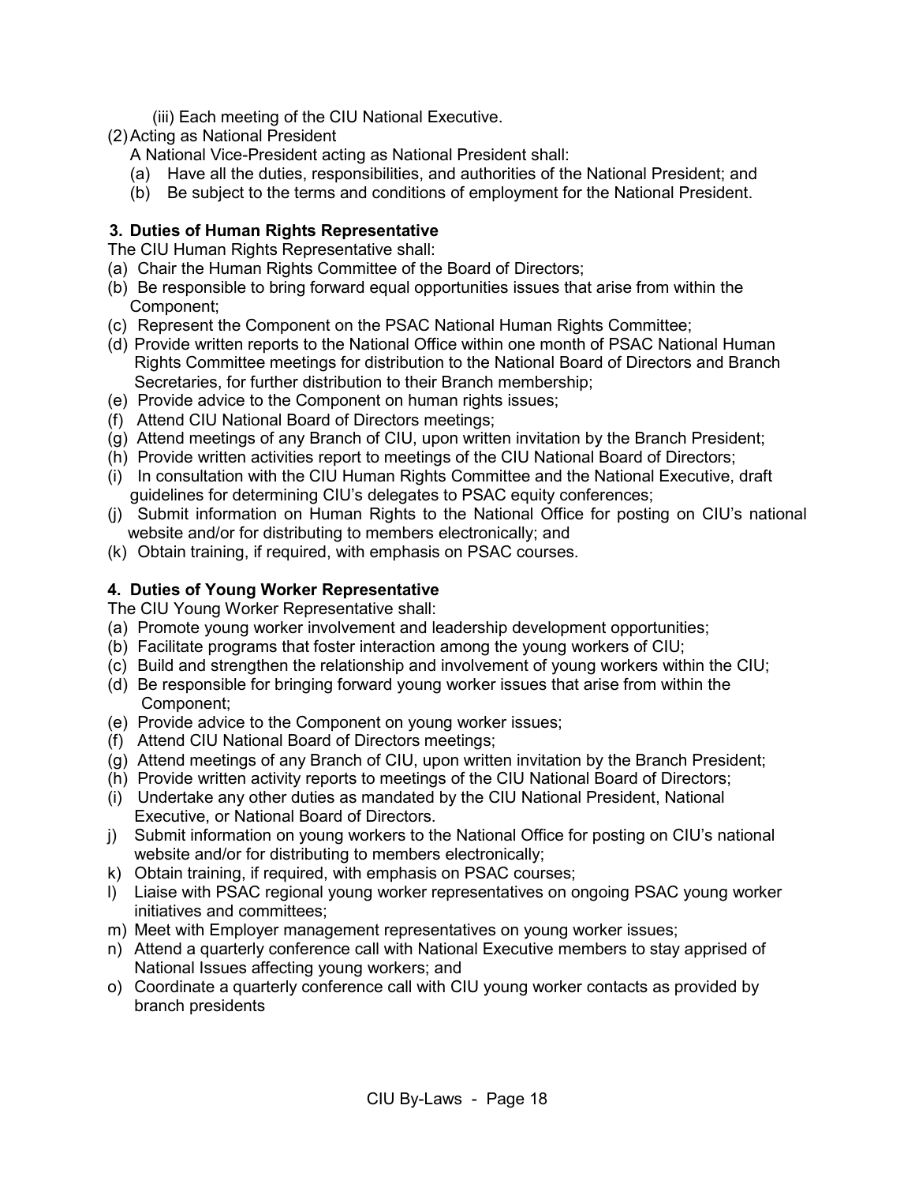(iii) Each meeting of the CIU National Executive.

(2) Acting as National President

A National Vice-President acting as National President shall:

(a) Have all the duties, responsibilities, and authorities of the National President; and

(b) Be subject to the terms and conditions of employment for the National President.

### 3. Duties of Human Rights Representative

The CIU Human Rights Representative shall:

(a) Chair the Human Rights Committee of the Board of Directors;

(b) Be responsible to bring forward equal opportunities issues that arise from within the Component;

(c) Represent the Component on the PSAC National Human Rights Committee;

(d) Provide written reports to the National Office within one month of PSAC National Human Rights Committee meetings for distribution to the National Board of Directors and Branch Secretaries, for further distribution to their Branch membership;

(e) Provide advice to the Component on human rights issues;

(f) Attend CIU National Board of Directors meetings;

(g) Attend meetings of any Branch of CIU, upon written invitation by the Branch President;

(h) Provide written activities report to meetings of the CIU National Board of Directors;

(i) In consultation with the CIU Human Rights Committee and the National Executive, draft guidelines for determining CIU's delegates to PSAC equity conferences;

(j) Submit information on Human Rights to the National Office for posting on CIU's national website and/or for distributing to members electronically; and

(k) Obtain training, if required, with emphasis on PSAC courses.

### 4. Duties of Young Worker Representative

The CIU Young Worker Representative shall:

(a) Promote young worker involvement and leadership development opportunities;

(b) Facilitate programs that foster interaction among the young workers of CIU;

(c) Build and strengthen the relationship and involvement of young workers within the CIU;

(d) Be responsible for bringing forward young worker issues that arise from within the Component;

(e) Provide advice to the Component on young worker issues;

(f) Attend CIU National Board of Directors meetings;

(g) Attend meetings of any Branch of CIU, upon written invitation by the Branch President;

(h) Provide written activity reports to meetings of the CIU National Board of Directors;

(i) Undertake any other duties as mandated by the CIU National President, National Executive, or National Board of Directors.

j) Submit information on young workers to the National Office for posting on CIU's national website and/or for distributing to members electronically;

k) Obtain training, if required, with emphasis on PSAC courses;

l) Liaise with PSAC regional young worker representatives on ongoing PSAC young worker initiatives and committees;

m) Meet with Employer management representatives on young worker issues;

n) Attend a quarterly conference call with National Executive members to stay apprised of National Issues affecting young workers; and

o) Coordinate a quarterly conference call with CIU young worker contacts as provided by branch presidents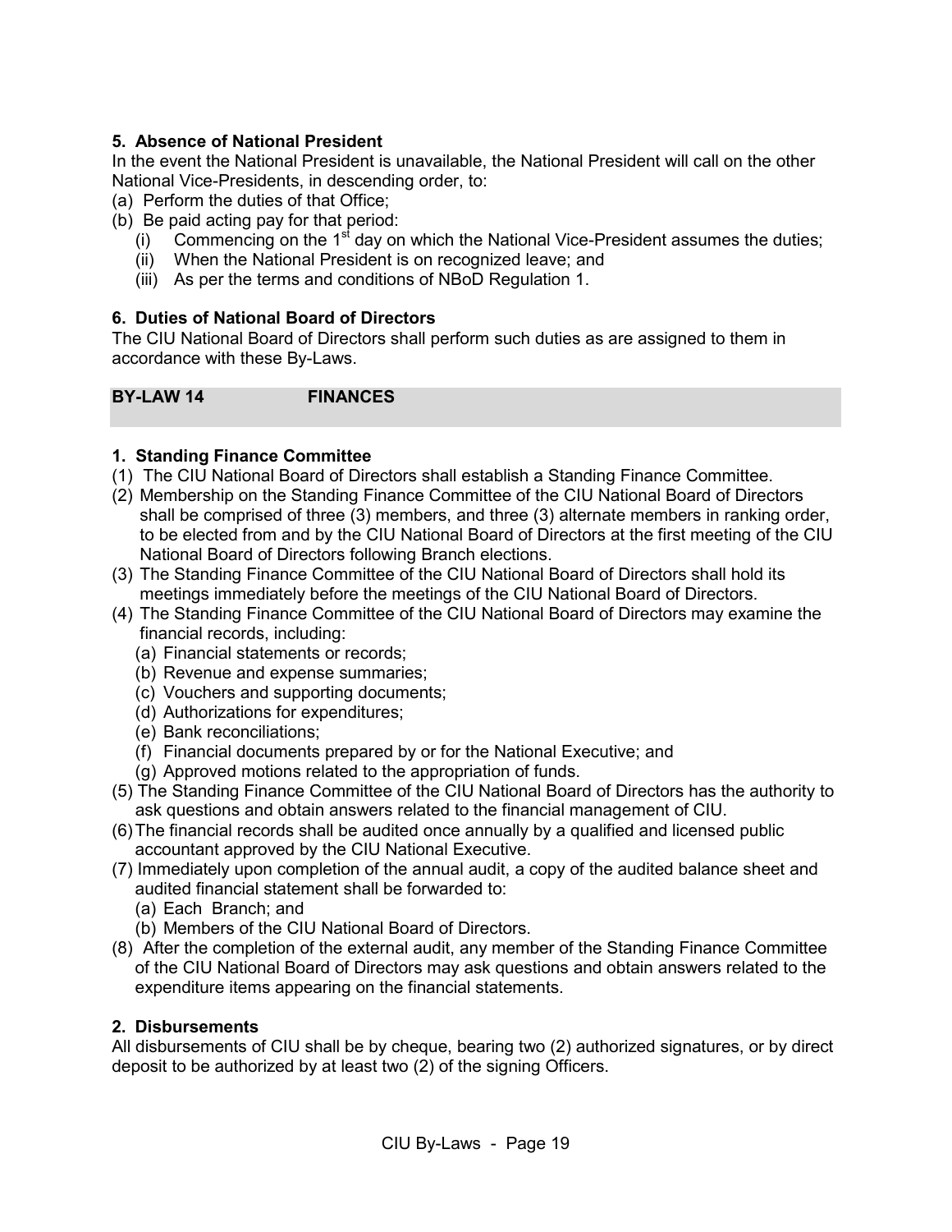### 5. Absence of National President

In the event the National President is unavailable, the National President will call on the other National Vice-Presidents, in descending order, to:

(a) Perform the duties of that Office;

(b) Be paid acting pay for that period:

- (i) Commencing on the 1st day on which the National Vice-President assumes the duties;
- (ii) When the National President is on recognized leave; and
- (iii) As per the terms and conditions of NBoD Regulation 1.

### 6. Duties of National Board of Directors

The CIU National Board of Directors shall perform such duties as are assigned to them in accordance with these By-Laws.

## BY-LAW 14 FINANCES

### 1. Standing Finance Committee

(1) The CIU National Board of Directors shall establish a Standing Finance Committee.

(2) Membership on the Standing Finance Committee of the CIU National Board of Directors shall be comprised of three (3) members, and three (3) alternate members in ranking order, to be elected from and by the CIU National Board of Directors at the first meeting of the CIU National Board of Directors following Branch elections.

(3) The Standing Finance Committee of the CIU National Board of Directors shall hold its meetings immediately before the meetings of the CIU National Board of Directors.

(4) The Standing Finance Committee of the CIU National Board of Directors may examine the financial records, including:

- (a) Financial statements or records;
- (b) Revenue and expense summaries;
- (c) Vouchers and supporting documents;
- (d) Authorizations for expenditures;
- (e) Bank reconciliations;
- (f) Financial documents prepared by or for the National Executive; and
- (g) Approved motions related to the appropriation of funds.

(5) The Standing Finance Committee of the CIU National Board of Directors has the authority to ask questions and obtain answers related to the financial management of CIU.

(6) The financial records shall be audited once annually by a qualified and licensed public accountant approved by the CIU National Executive.

(7) Immediately upon completion of the annual audit, a copy of the audited balance sheet and audited financial statement shall be forwarded to:

- (a) Each Branch; and
- (b) Members of the CIU National Board of Directors.

(8) After the completion of the external audit, any member of the Standing Finance Committee of the CIU National Board of Directors may ask questions and obtain answers related to the expenditure items appearing on the financial statements.

### 2. Disbursements

All disbursements of CIU shall be by cheque, bearing two (2) authorized signatures, or by direct deposit to be authorized by at least two (2) of the signing Officers.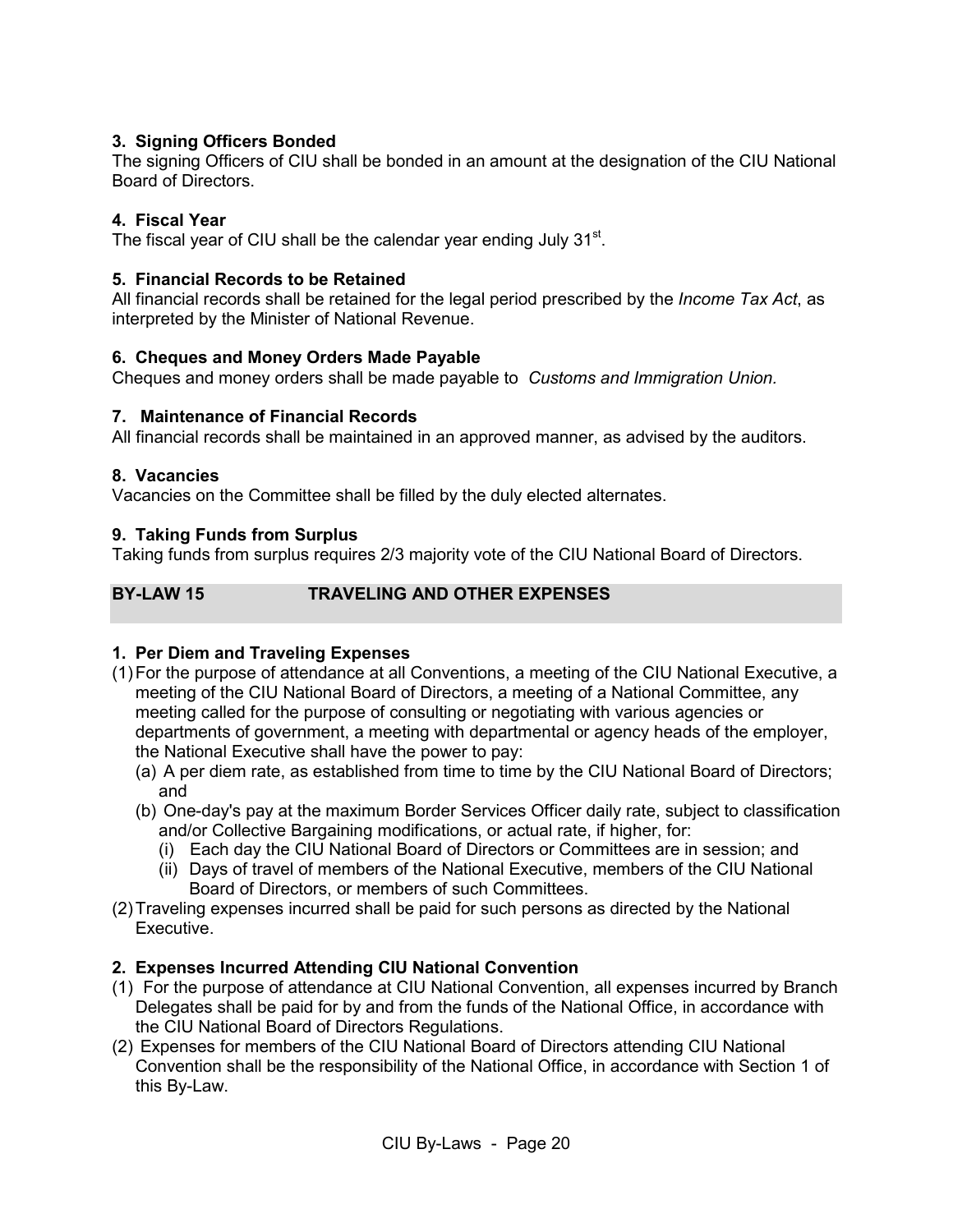#### 3. Signing Officers Bonded

The signing Officers of CIU shall be bonded in an amount at the designation of the CIU National Board of Directors.

#### 4. Fiscal Year

The fiscal year of CIU shall be the calendar year ending July 31st.

#### 5. Financial Records to be Retained

All financial records shall be retained for the legal period prescribed by the *Income Tax Act*, as interpreted by the Minister of National Revenue.

#### 6. Cheques and Money Orders Made Payable

Cheques and money orders shall be made payable to *Customs and Immigration Union.*

#### 7. Maintenance of Financial Records

All financial records shall be maintained in an approved manner, as advised by the auditors.

#### 8. Vacancies

Vacancies on the Committee shall be filled by the duly elected alternates.

#### 9. Taking Funds from Surplus

Taking funds from surplus requires 2/3 majority vote of the CIU National Board of Directors.

## BY-LAW 15 TRAVELING AND OTHER EXPENSES

#### 1. Per Diem and Traveling Expenses

(1) For the purpose of attendance at all Conventions, a meeting of the CIU National Executive, a meeting of the CIU National Board of Directors, a meeting of a National Committee, any meeting called for the purpose of consulting or negotiating with various agencies or departments of government, a meeting with departmental or agency heads of the employer, the National Executive shall have the power to pay:

- (a) A per diem rate, as established from time to time by the CIU National Board of Directors; and
- (b) One-day's pay at the maximum Border Services Officer daily rate, subject to classification and/or Collective Bargaining modifications, or actual rate, if higher, for:
  - (i) Each day the CIU National Board of Directors or Committees are in session; and
  - (ii) Days of travel of members of the National Executive, members of the CIU National Board of Directors, or members of such Committees.

(2) Traveling expenses incurred shall be paid for such persons as directed by the National Executive.

#### 2. Expenses Incurred Attending CIU National Convention

(1) For the purpose of attendance at CIU National Convention, all expenses incurred by Branch Delegates shall be paid for by and from the funds of the National Office, in accordance with the CIU National Board of Directors Regulations.

(2) Expenses for members of the CIU National Board of Directors attending CIU National Convention shall be the responsibility of the National Office, in accordance with Section 1 of this By-Law.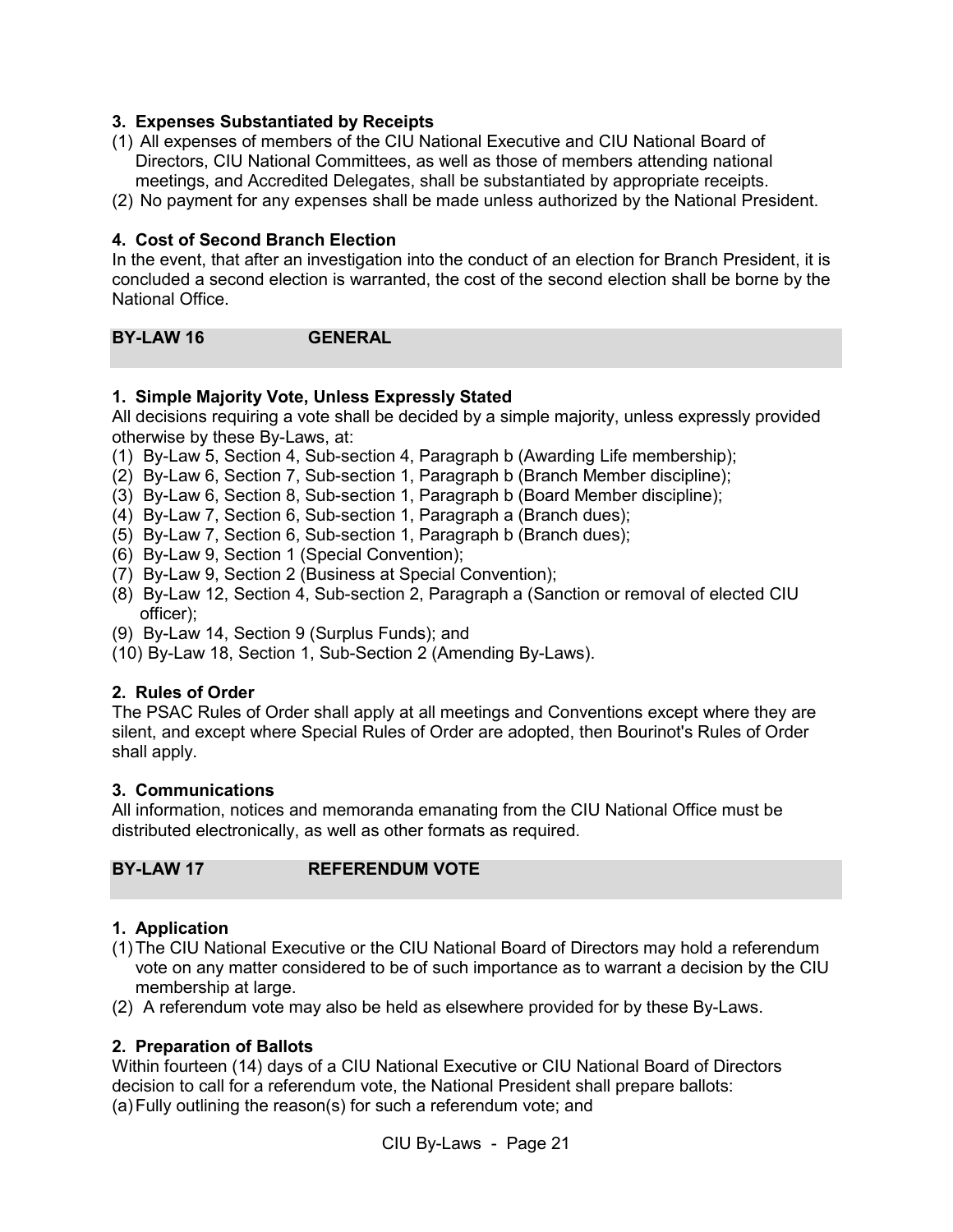### 3. Expenses Substantiated by Receipts

(1) All expenses of members of the CIU National Executive and CIU National Board of Directors, CIU National Committees, as well as those of members attending national meetings, and Accredited Delegates, shall be substantiated by appropriate receipts.

(2) No payment for any expenses shall be made unless authorized by the National President.

### 4. Cost of Second Branch Election

In the event, that after an investigation into the conduct of an election for Branch President, it is concluded a second election is warranted, the cost of the second election shall be borne by the National Office.

## BY-LAW 16 GENERAL

### 1. Simple Majority Vote, Unless Expressly Stated

All decisions requiring a vote shall be decided by a simple majority, unless expressly provided otherwise by these By-Laws, at:

(1) By-Law 5, Section 4, Sub-section 4, Paragraph b (Awarding Life membership);
(2) By-Law 6, Section 7, Sub-section 1, Paragraph b (Branch Member discipline);
(3) By-Law 6, Section 8, Sub-section 1, Paragraph b (Board Member discipline);
(4) By-Law 7, Section 6, Sub-section 1, Paragraph a (Branch dues);
(5) By-Law 7, Section 6, Sub-section 1, Paragraph b (Branch dues);
(6) By-Law 9, Section 1 (Special Convention);
(7) By-Law 9, Section 2 (Business at Special Convention);
(8) By-Law 12, Section 4, Sub-section 2, Paragraph a (Sanction or removal of elected CIU officer);
(9) By-Law 14, Section 9 (Surplus Funds); and
(10) By-Law 18, Section 1, Sub-Section 2 (Amending By-Laws).

### 2. Rules of Order

The PSAC Rules of Order shall apply at all meetings and Conventions except where they are silent, and except where Special Rules of Order are adopted, then Bourinot's Rules of Order shall apply.

### 3. Communications

All information, notices and memoranda emanating from the CIU National Office must be distributed electronically, as well as other formats as required.

## BY-LAW 17 REFERENDUM VOTE

### 1. Application

(1) The CIU National Executive or the CIU National Board of Directors may hold a referendum vote on any matter considered to be of such importance as to warrant a decision by the CIU membership at large.

(2) A referendum vote may also be held as elsewhere provided for by these By-Laws.

### 2. Preparation of Ballots

Within fourteen (14) days of a CIU National Executive or CIU National Board of Directors decision to call for a referendum vote, the National President shall prepare ballots:

(a) Fully outlining the reason(s) for such a referendum vote; and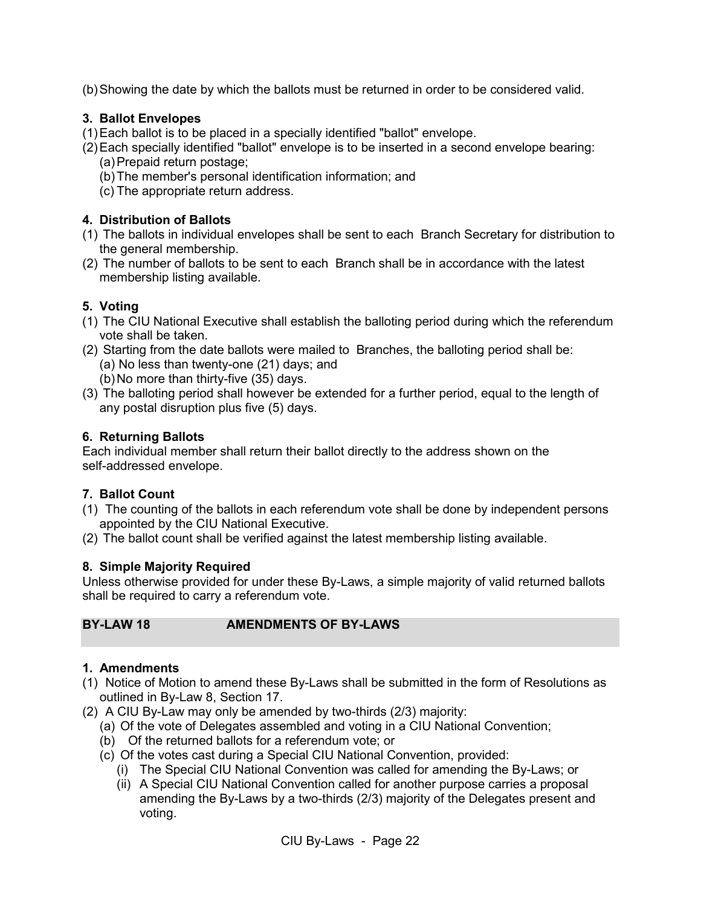(b) Showing the date by which the ballots must be returned in order to be considered valid.

**3. Ballot Envelopes**

(1) Each ballot is to be placed in a specially identified "ballot" envelope.
(2) Each specially identified "ballot" envelope is to be inserted in a second envelope bearing:
   (a) Prepaid return postage;
   (b) The member's personal identification information; and
   (c) The appropriate return address.

**4. Distribution of Ballots**

(1) The ballots in individual envelopes shall be sent to each Branch Secretary for distribution to the general membership.
(2) The number of ballots to be sent to each Branch shall be in accordance with the latest membership listing available.

**5. Voting**

(1) The CIU National Executive shall establish the balloting period during which the referendum vote shall be taken.
(2) Starting from the date ballots were mailed to Branches, the balloting period shall be:
   (a) No less than twenty-one (21) days; and
   (b) No more than thirty-five (35) days.
(3) The balloting period shall however be extended for a further period, equal to the length of any postal disruption plus five (5) days.

**6. Returning Ballots**

Each individual member shall return their ballot directly to the address shown on the self-addressed envelope.

**7. Ballot Count**

(1) The counting of the ballots in each referendum vote shall be done by independent persons appointed by the CIU National Executive.
(2) The ballot count shall be verified against the latest membership listing available.

**8. Simple Majority Required**

Unless otherwise provided for under these By-Laws, a simple majority of valid returned ballots shall be required to carry a referendum vote.

## BY-LAW 18 AMENDMENTS OF BY-LAWS

**1. Amendments**

(1) Notice of Motion to amend these By-Laws shall be submitted in the form of Resolutions as outlined in By-Law 8, Section 17.
(2) A CIU By-Law may only be amended by two-thirds (2/3) majority:
   (a) Of the vote of Delegates assembled and voting in a CIU National Convention;
   (b) Of the returned ballots for a referendum vote; or
   (c) Of the votes cast during a Special CIU National Convention, provided:
      (i) The Special CIU National Convention was called for amending the By-Laws; or
      (ii) A Special CIU National Convention called for another purpose carries a proposal amending the By-Laws by a two-thirds (2/3) majority of the Delegates present and voting.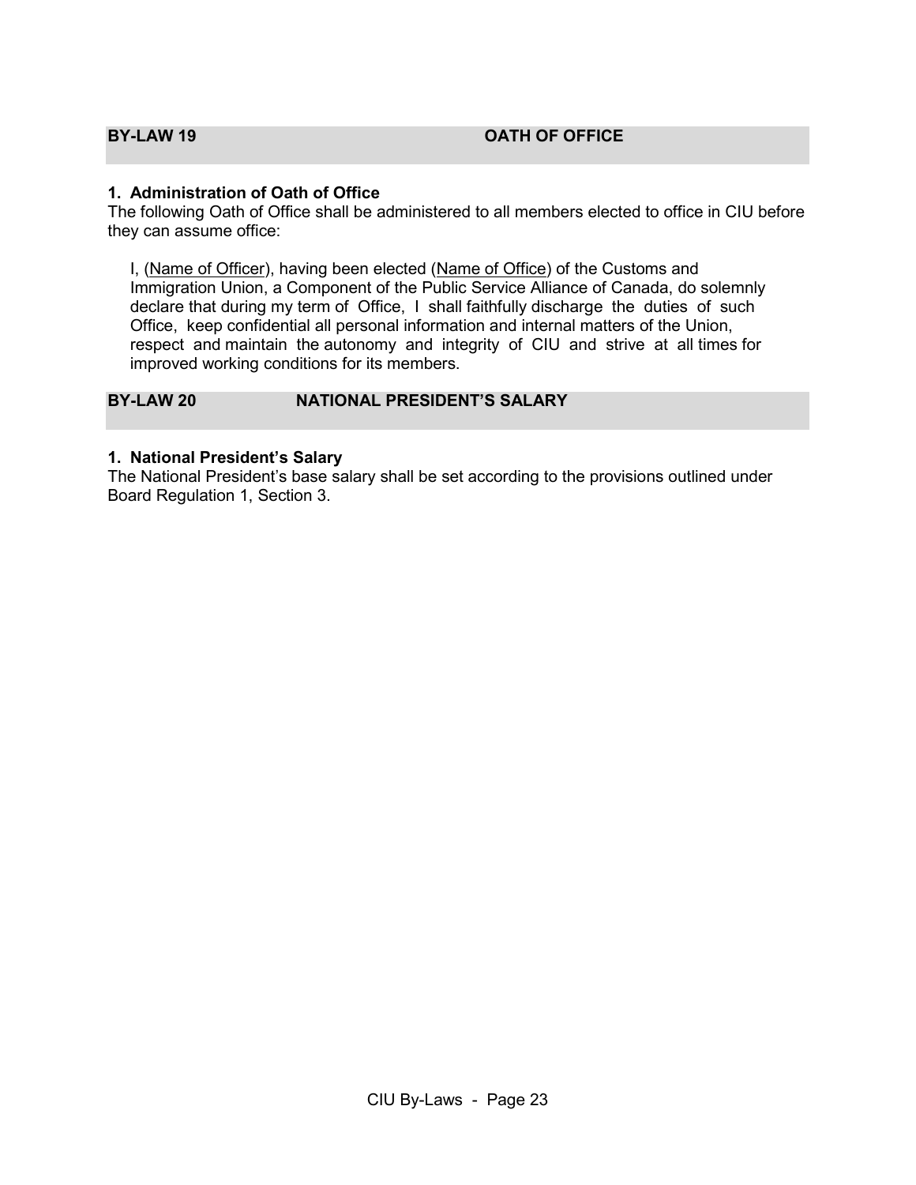## BY-LAW 19 OATH OF OFFICE

### 1. Administration of Oath of Office

The following Oath of Office shall be administered to all members elected to office in CIU before they can assume office:

> I, (Name of Officer), having been elected (Name of Office) of the Customs and Immigration Union, a Component of the Public Service Alliance of Canada, do solemnly declare that during my term of Office, I shall faithfully discharge the duties of such Office, keep confidential all personal information and internal matters of the Union, respect and maintain the autonomy and integrity of CIU and strive at all times for improved working conditions for its members.

## BY-LAW 20 NATIONAL PRESIDENT'S SALARY

### 1. National President's Salary

The National President's base salary shall be set according to the provisions outlined under Board Regulation 1, Section 3.